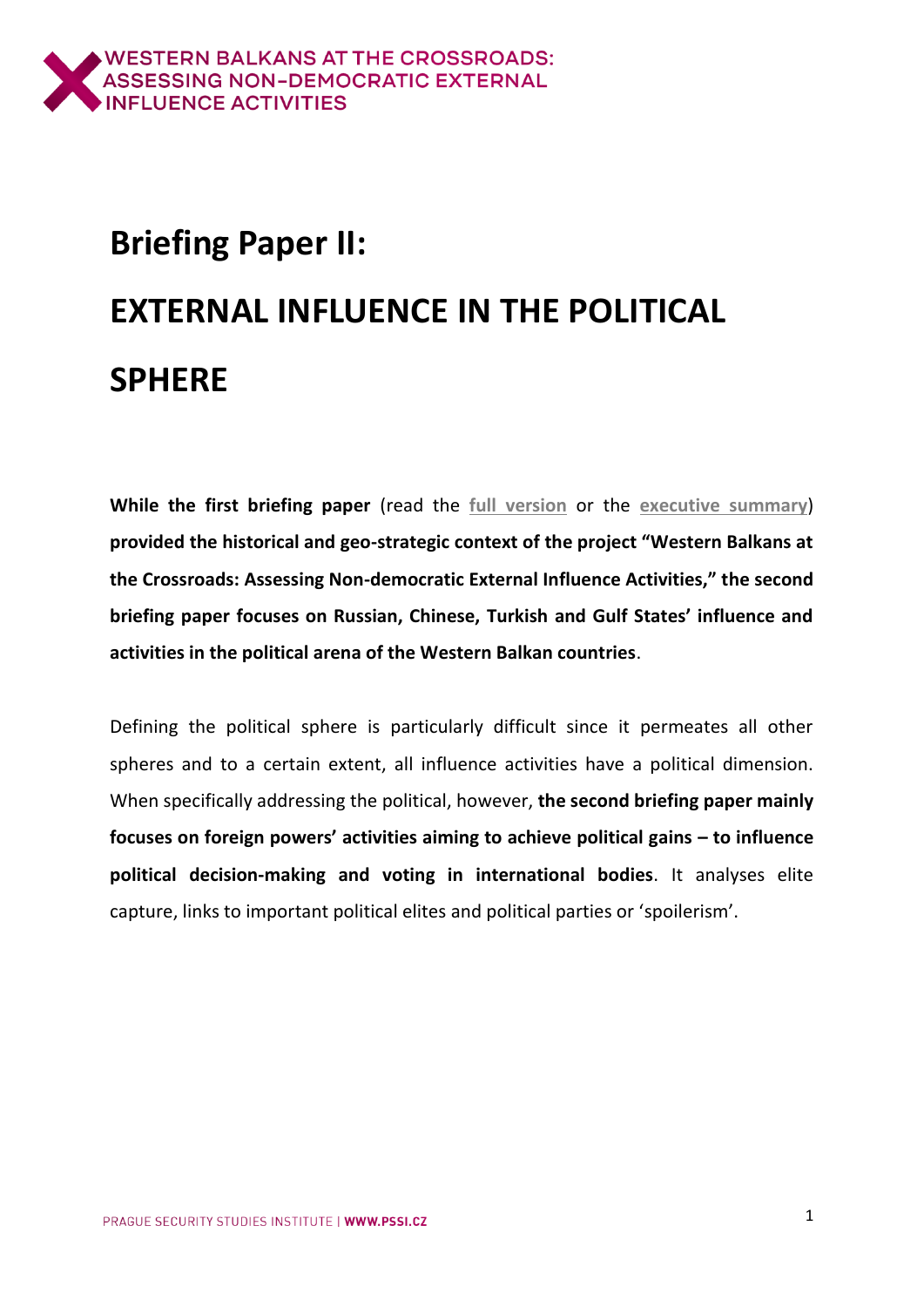# Briefing Paper II:

# EXTERNAL INFLUENCE IN THE POLITICAL SPHERE

**While the first briefing paper** (read the full version or the executive summary) **provided the historical and geo-strategic context of the project "Western Balkans at the Crossroads: Assessing Non-democratic External Influence Activities," the second briefing paper focuses on Russian, Chinese, Turkish and Gulf States' influence and activities in the political arena of the Western Balkan countries**.

Defining the political sphere is particularly difficult since it permeates all other spheres and to a certain extent, all influence activities have a political dimension. When specifically addressing the political, however, **the second briefing paper mainly focuses on foreign powers' activities aiming to achieve political gains – to influence political decision-making and voting in international bodies**. It analyses elite capture, links to important political elites and political parties or 'spoilerism'.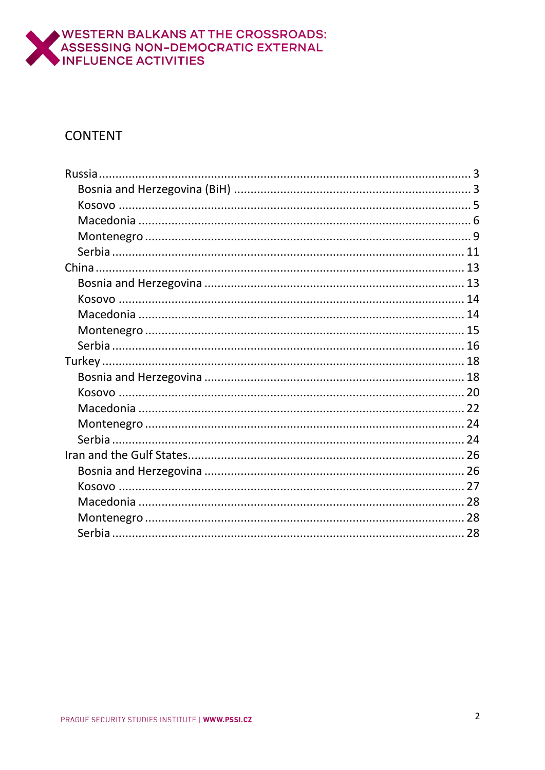# CONTENT

- Russia .... 3
  - Bosnia and Herzegovina (BiH) .... 3
  - Kosovo .... 5
  - Macedonia .... 6
  - Montenegro .... 9
  - Serbia .... 11
- China .... 13
  - Bosnia and Herzegovina .... 13
  - Kosovo .... 14
  - Macedonia .... 14
  - Montenegro .... 15
  - Serbia .... 16
- Turkey .... 18
  - Bosnia and Herzegovina .... 18
  - Kosovo .... 20
  - Macedonia .... 22
  - Montenegro .... 24
  - Serbia .... 24
- Iran and the Gulf States .... 26
  - Bosnia and Herzegovina .... 26
  - Kosovo .... 27
  - Macedonia .... 28
  - Montenegro .... 28
  - Serbia .... 28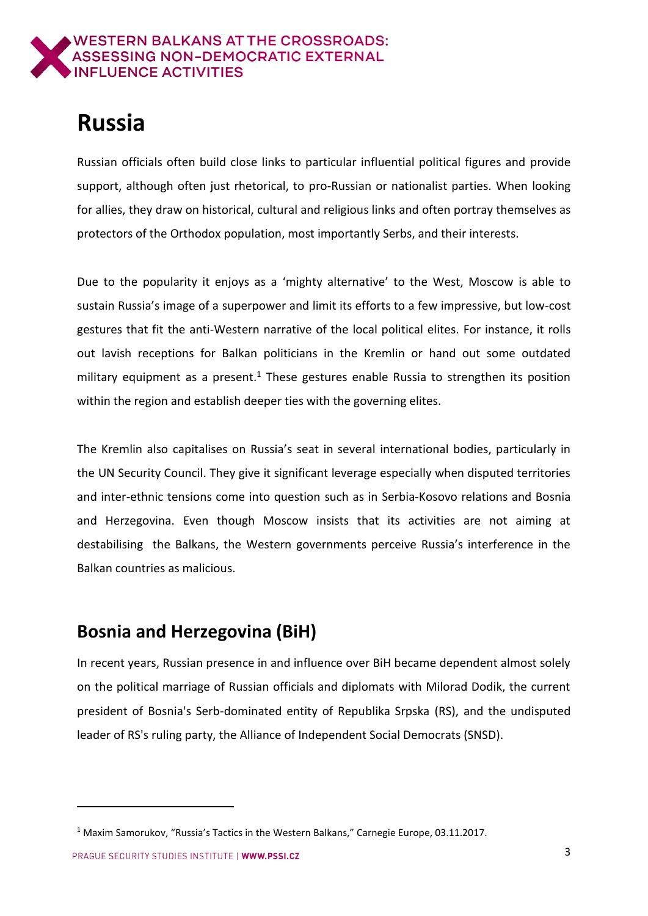# Russia

Russian officials often build close links to particular influential political figures and provide support, although often just rhetorical, to pro-Russian or nationalist parties. When looking for allies, they draw on historical, cultural and religious links and often portray themselves as protectors of the Orthodox population, most importantly Serbs, and their interests.

Due to the popularity it enjoys as a 'mighty alternative' to the West, Moscow is able to sustain Russia's image of a superpower and limit its efforts to a few impressive, but low-cost gestures that fit the anti-Western narrative of the local political elites. For instance, it rolls out lavish receptions for Balkan politicians in the Kremlin or hand out some outdated military equipment as a present.[1] These gestures enable Russia to strengthen its position within the region and establish deeper ties with the governing elites.

The Kremlin also capitalises on Russia's seat in several international bodies, particularly in the UN Security Council. They give it significant leverage especially when disputed territories and inter-ethnic tensions come into question such as in Serbia-Kosovo relations and Bosnia and Herzegovina. Even though Moscow insists that its activities are not aiming at destabilising the Balkans, the Western governments perceive Russia's interference in the Balkan countries as malicious.

## Bosnia and Herzegovina (BiH)

In recent years, Russian presence in and influence over BiH became dependent almost solely on the political marriage of Russian officials and diplomats with Milorad Dodik, the current president of Bosnia's Serb-dominated entity of Republika Srpska (RS), and the undisputed leader of RS's ruling party, the Alliance of Independent Social Democrats (SNSD).

[1] Maxim Samorukov, "Russia's Tactics in the Western Balkans," Carnegie Europe, 03.11.2017.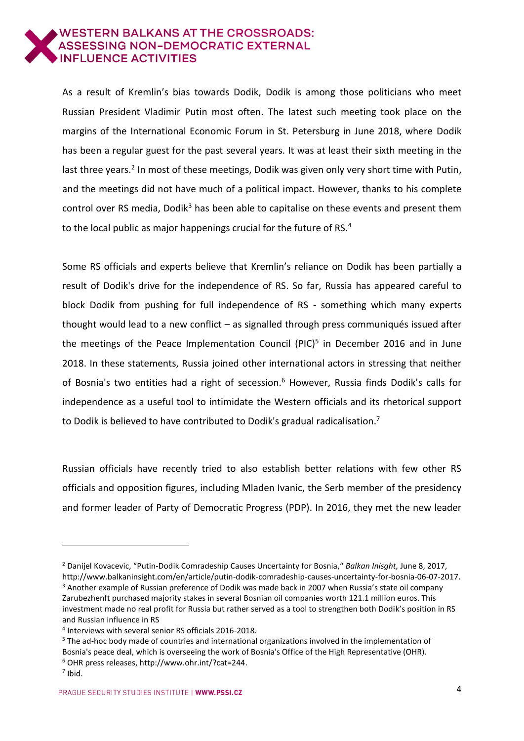As a result of Kremlin's bias towards Dodik, Dodik is among those politicians who meet Russian President Vladimir Putin most often. The latest such meeting took place on the margins of the International Economic Forum in St. Petersburg in June 2018, where Dodik has been a regular guest for the past several years. It was at least their sixth meeting in the last three years.[2] In most of these meetings, Dodik was given only very short time with Putin, and the meetings did not have much of a political impact. However, thanks to his complete control over RS media, Dodik[3] has been able to capitalise on these events and present them to the local public as major happenings crucial for the future of RS.[4]

Some RS officials and experts believe that Kremlin's reliance on Dodik has been partially a result of Dodik's drive for the independence of RS. So far, Russia has appeared careful to block Dodik from pushing for full independence of RS - something which many experts thought would lead to a new conflict – as signalled through press communiqués issued after the meetings of the Peace Implementation Council (PIC)[5] in December 2016 and in June 2018. In these statements, Russia joined other international actors in stressing that neither of Bosnia's two entities had a right of secession.[6] However, Russia finds Dodik's calls for independence as a useful tool to intimidate the Western officials and its rhetorical support to Dodik is believed to have contributed to Dodik's gradual radicalisation.[7]

Russian officials have recently tried to also establish better relations with few other RS officials and opposition figures, including Mladen Ivanic, the Serb member of the presidency and former leader of Party of Democratic Progress (PDP). In 2016, they met the new leader

---

[2] Danijel Kovacevic, "Putin-Dodik Comradeship Causes Uncertainty for Bosnia," *Balkan Inisght,* June 8, 2017, http://www.balkaninsight.com/en/article/putin-dodik-comradeship-causes-uncertainty-for-bosnia-06-07-2017.

[3] Another example of Russian preference of Dodik was made back in 2007 when Russia's state oil company Zarubezhenft purchased majority stakes in several Bosnian oil companies worth 121.1 million euros. This investment made no real profit for Russia but rather served as a tool to strengthen both Dodik's position in RS and Russian influence in RS

[4] Interviews with several senior RS officials 2016-2018.

[5] The ad-hoc body made of countries and international organizations involved in the implementation of Bosnia's peace deal, which is overseeing the work of Bosnia's Office of the High Representative (OHR).

[6] OHR press releases, http://www.ohr.int/?cat=244.

[7] Ibid.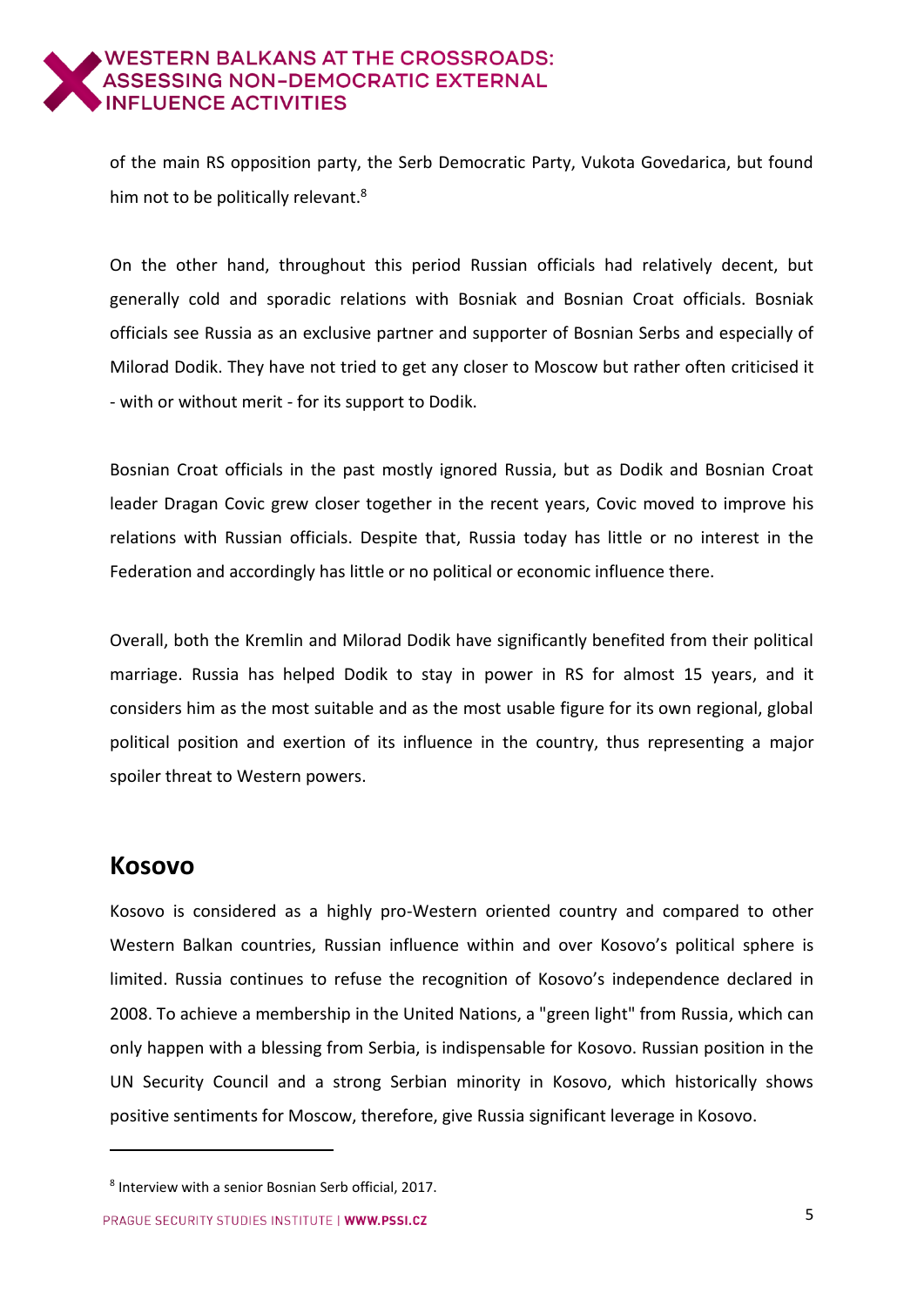of the main RS opposition party, the Serb Democratic Party, Vukota Govedarica, but found him not to be politically relevant.[8]

On the other hand, throughout this period Russian officials had relatively decent, but generally cold and sporadic relations with Bosniak and Bosnian Croat officials. Bosniak officials see Russia as an exclusive partner and supporter of Bosnian Serbs and especially of Milorad Dodik. They have not tried to get any closer to Moscow but rather often criticised it - with or without merit - for its support to Dodik.

Bosnian Croat officials in the past mostly ignored Russia, but as Dodik and Bosnian Croat leader Dragan Covic grew closer together in the recent years, Covic moved to improve his relations with Russian officials. Despite that, Russia today has little or no interest in the Federation and accordingly has little or no political or economic influence there.

Overall, both the Kremlin and Milorad Dodik have significantly benefited from their political marriage. Russia has helped Dodik to stay in power in RS for almost 15 years, and it considers him as the most suitable and as the most usable figure for its own regional, global political position and exertion of its influence in the country, thus representing a major spoiler threat to Western powers.

## Kosovo

Kosovo is considered as a highly pro-Western oriented country and compared to other Western Balkan countries, Russian influence within and over Kosovo's political sphere is limited. Russia continues to refuse the recognition of Kosovo's independence declared in 2008. To achieve a membership in the United Nations, a "green light" from Russia, which can only happen with a blessing from Serbia, is indispensable for Kosovo. Russian position in the UN Security Council and a strong Serbian minority in Kosovo, which historically shows positive sentiments for Moscow, therefore, give Russia significant leverage in Kosovo.

[8] Interview with a senior Bosnian Serb official, 2017.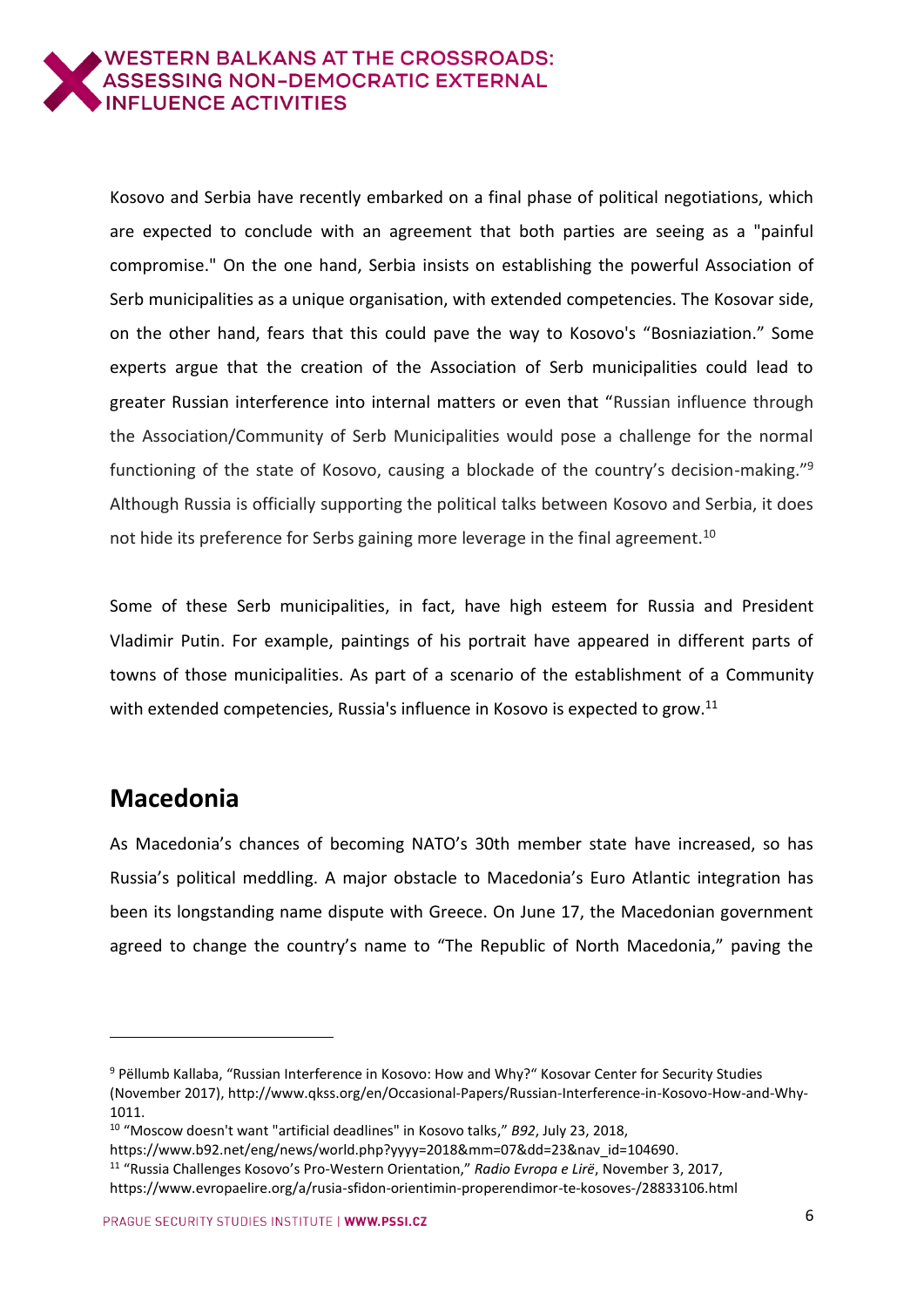Kosovo and Serbia have recently embarked on a final phase of political negotiations, which are expected to conclude with an agreement that both parties are seeing as a "painful compromise." On the one hand, Serbia insists on establishing the powerful Association of Serb municipalities as a unique organisation, with extended competencies. The Kosovar side, on the other hand, fears that this could pave the way to Kosovo's "Bosniaziation." Some experts argue that the creation of the Association of Serb municipalities could lead to greater Russian interference into internal matters or even that "Russian influence through the Association/Community of Serb Municipalities would pose a challenge for the normal functioning of the state of Kosovo, causing a blockade of the country's decision-making."[9] Although Russia is officially supporting the political talks between Kosovo and Serbia, it does not hide its preference for Serbs gaining more leverage in the final agreement.[10]

Some of these Serb municipalities, in fact, have high esteem for Russia and President Vladimir Putin. For example, paintings of his portrait have appeared in different parts of towns of those municipalities. As part of a scenario of the establishment of a Community with extended competencies, Russia's influence in Kosovo is expected to grow.[11]

## Macedonia

As Macedonia's chances of becoming NATO's 30th member state have increased, so has Russia's political meddling. A major obstacle to Macedonia's Euro Atlantic integration has been its longstanding name dispute with Greece. On June 17, the Macedonian government agreed to change the country's name to "The Republic of North Macedonia," paving the

---

[9] Pëllumb Kallaba, "Russian Interference in Kosovo: How and Why?" Kosovar Center for Security Studies (November 2017), http://www.qkss.org/en/Occasional-Papers/Russian-Interference-in-Kosovo-How-and-Why-1011.

[10] "Moscow doesn't want "artificial deadlines" in Kosovo talks," *B92*, July 23, 2018, https://www.b92.net/eng/news/world.php?yyyy=2018&mm=07&dd=23&nav_id=104690.

[11] "Russia Challenges Kosovo's Pro-Western Orientation," *Radio Evropa e Lirë*, November 3, 2017, https://www.evropaelire.org/a/rusia-sfidon-orientimin-properendimor-te-kosoves-/28833106.html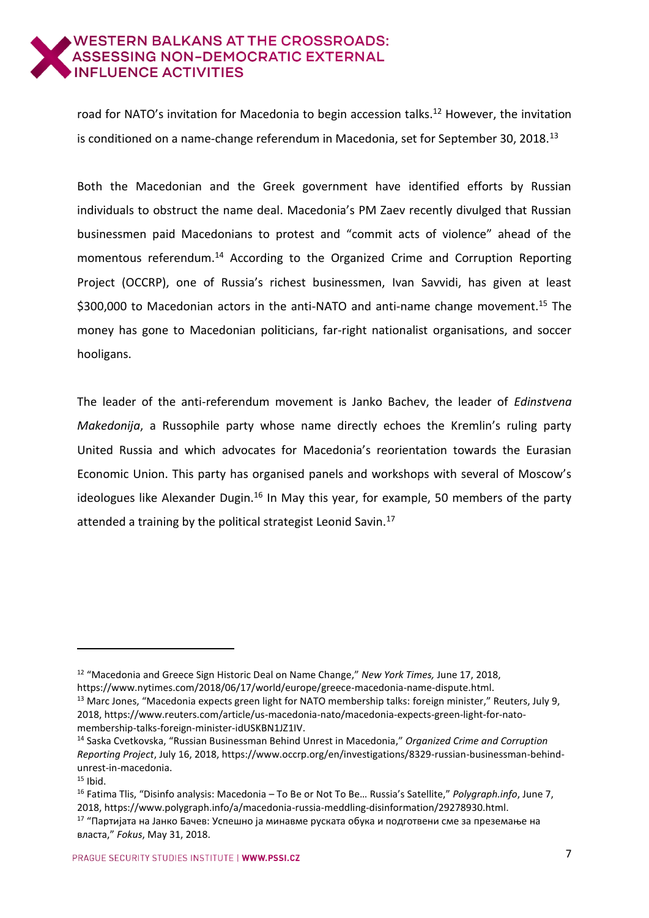road for NATO's invitation for Macedonia to begin accession talks.[12] However, the invitation is conditioned on a name-change referendum in Macedonia, set for September 30, 2018.[13]

Both the Macedonian and the Greek government have identified efforts by Russian individuals to obstruct the name deal. Macedonia's PM Zaev recently divulged that Russian businessmen paid Macedonians to protest and "commit acts of violence" ahead of the momentous referendum.[14] According to the Organized Crime and Corruption Reporting Project (OCCRP), one of Russia's richest businessmen, Ivan Savvidi, has given at least $300,000 to Macedonian actors in the anti-NATO and anti-name change movement.[15] The money has gone to Macedonian politicians, far-right nationalist organisations, and soccer hooligans.

The leader of the anti-referendum movement is Janko Bachev, the leader of *Edinstvena Makedonija*, a Russophile party whose name directly echoes the Kremlin's ruling party United Russia and which advocates for Macedonia's reorientation towards the Eurasian Economic Union. This party has organised panels and workshops with several of Moscow's ideologues like Alexander Dugin.[16] In May this year, for example, 50 members of the party attended a training by the political strategist Leonid Savin.[17]

---

[12] "Macedonia and Greece Sign Historic Deal on Name Change," *New York Times,* June 17, 2018, https://www.nytimes.com/2018/06/17/world/europe/greece-macedonia-name-dispute.html.

[13] Marc Jones, "Macedonia expects green light for NATO membership talks: foreign minister," Reuters, July 9, 2018, https://www.reuters.com/article/us-macedonia-nato/macedonia-expects-green-light-for-nato-membership-talks-foreign-minister-idUSKBN1JZ1IV.

[14] Saska Cvetkovska, "Russian Businessman Behind Unrest in Macedonia," *Organized Crime and Corruption Reporting Project*, July 16, 2018, https://www.occrp.org/en/investigations/8329-russian-businessman-behind-unrest-in-macedonia.

[15] Ibid.

[16] Fatima Tlis, "Disinfo analysis: Macedonia – To Be or Not To Be… Russia's Satellite," *Polygraph.info*, June 7, 2018, https://www.polygraph.info/a/macedonia-russia-meddling-disinformation/29278930.html.

[17] "Партијата на Јанко Бачев: Успешно ја минавме руската обука и подготвени сме за преземање на власта," *Fokus*, May 31, 2018.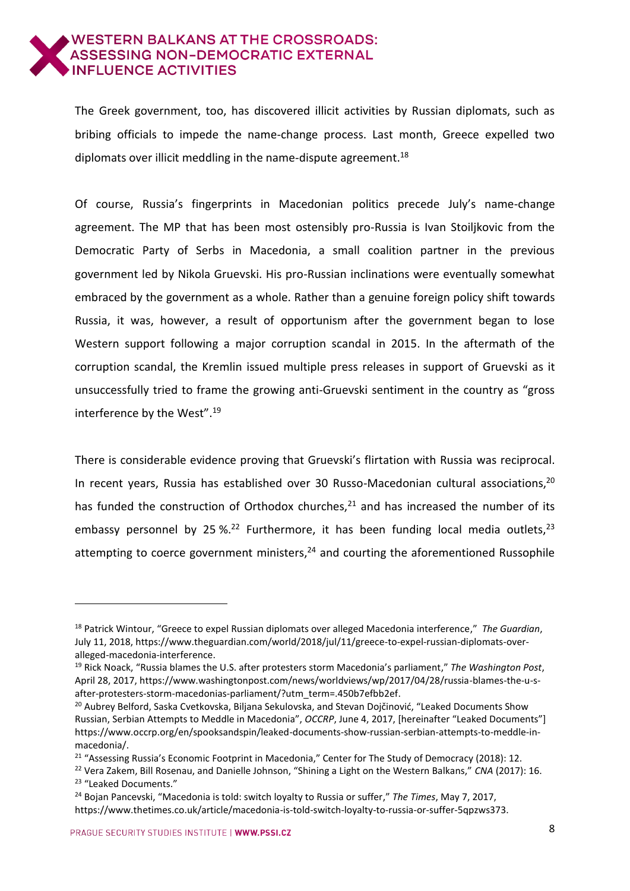The Greek government, too, has discovered illicit activities by Russian diplomats, such as bribing officials to impede the name-change process. Last month, Greece expelled two diplomats over illicit meddling in the name-dispute agreement.[18]

Of course, Russia's fingerprints in Macedonian politics precede July's name-change agreement. The MP that has been most ostensibly pro-Russia is Ivan Stoiljkovic from the Democratic Party of Serbs in Macedonia, a small coalition partner in the previous government led by Nikola Gruevski. His pro-Russian inclinations were eventually somewhat embraced by the government as a whole. Rather than a genuine foreign policy shift towards Russia, it was, however, a result of opportunism after the government began to lose Western support following a major corruption scandal in 2015. In the aftermath of the corruption scandal, the Kremlin issued multiple press releases in support of Gruevski as it unsuccessfully tried to frame the growing anti-Gruevski sentiment in the country as "gross interference by the West".[19]

There is considerable evidence proving that Gruevski's flirtation with Russia was reciprocal. In recent years, Russia has established over 30 Russo-Macedonian cultural associations,[20] has funded the construction of Orthodox churches,[21] and has increased the number of its embassy personnel by 25 %.[22] Furthermore, it has been funding local media outlets,[23] attempting to coerce government ministers,[24] and courting the aforementioned Russophile

---

[18] Patrick Wintour, "Greece to expel Russian diplomats over alleged Macedonia interference," *The Guardian*, July 11, 2018, https://www.theguardian.com/world/2018/jul/11/greece-to-expel-russian-diplomats-over-alleged-macedonia-interference.

[19] Rick Noack, "Russia blames the U.S. after protesters storm Macedonia's parliament," *The Washington Post*, April 28, 2017, https://www.washingtonpost.com/news/worldviews/wp/2017/04/28/russia-blames-the-u-s-after-protesters-storm-macedonias-parliament/?utm_term=.450b7efbb2ef.

[20] Aubrey Belford, Saska Cvetkovska, Biljana Sekulovska, and Stevan Dojčinović, "Leaked Documents Show Russian, Serbian Attempts to Meddle in Macedonia", *OCCRP*, June 4, 2017, [hereinafter "Leaked Documents"] https://www.occrp.org/en/spooksandspin/leaked-documents-show-russian-serbian-attempts-to-meddle-in-macedonia/.

[21] "Assessing Russia's Economic Footprint in Macedonia," Center for The Study of Democracy (2018): 12.

[22] Vera Zakem, Bill Rosenau, and Danielle Johnson, "Shining a Light on the Western Balkans," *CNA* (2017): 16.

[23] "Leaked Documents."

[24] Bojan Pancevski, "Macedonia is told: switch loyalty to Russia or suffer," *The Times*, May 7, 2017, https://www.thetimes.co.uk/article/macedonia-is-told-switch-loyalty-to-russia-or-suffer-5qpzws373.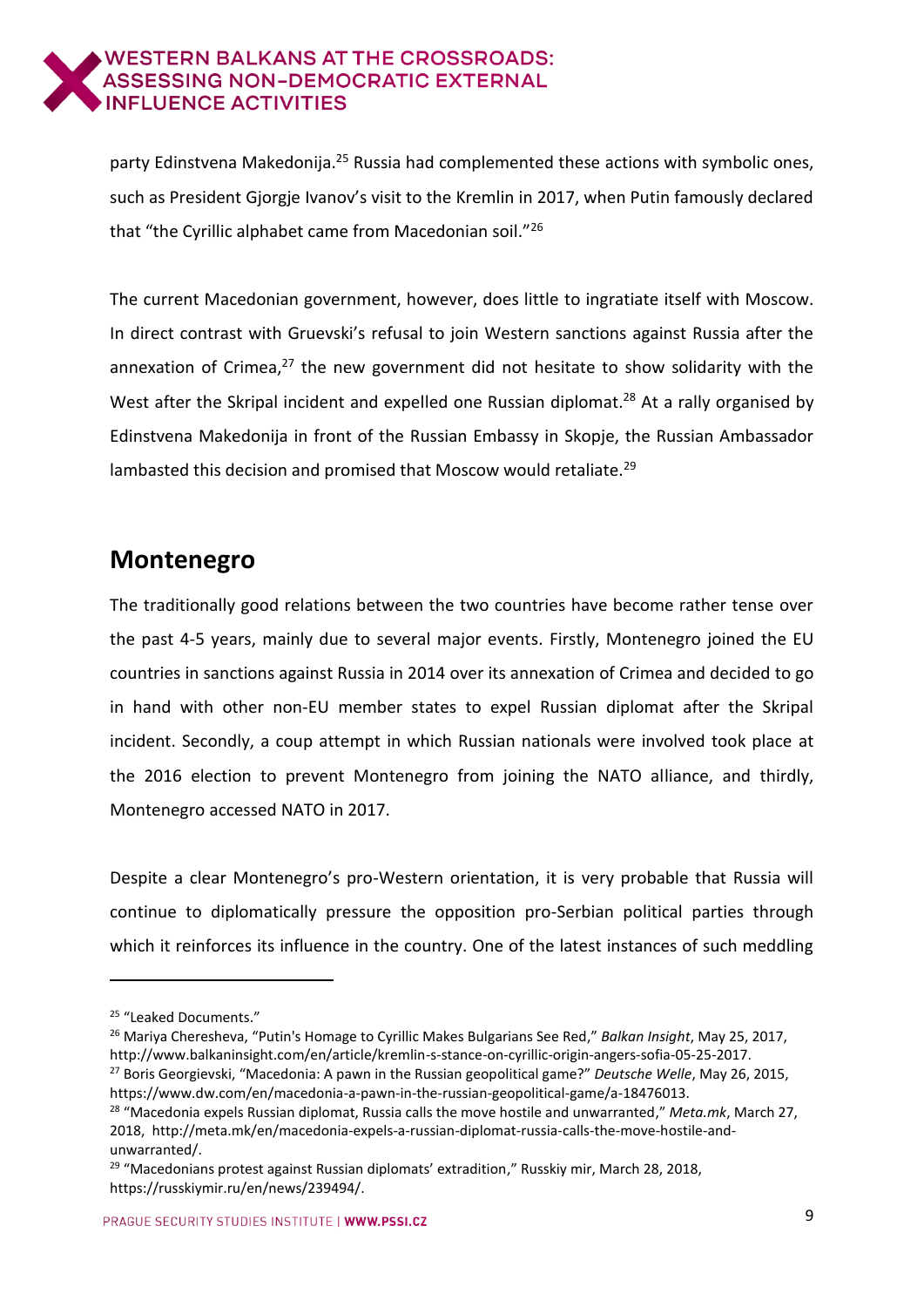party Edinstvena Makedonija.[25] Russia had complemented these actions with symbolic ones, such as President Gjorgje Ivanov's visit to the Kremlin in 2017, when Putin famously declared that "the Cyrillic alphabet came from Macedonian soil."[26]

The current Macedonian government, however, does little to ingratiate itself with Moscow. In direct contrast with Gruevski's refusal to join Western sanctions against Russia after the annexation of Crimea,[27] the new government did not hesitate to show solidarity with the West after the Skripal incident and expelled one Russian diplomat.[28] At a rally organised by Edinstvena Makedonija in front of the Russian Embassy in Skopje, the Russian Ambassador lambasted this decision and promised that Moscow would retaliate.[29]

## Montenegro

The traditionally good relations between the two countries have become rather tense over the past 4-5 years, mainly due to several major events. Firstly, Montenegro joined the EU countries in sanctions against Russia in 2014 over its annexation of Crimea and decided to go in hand with other non-EU member states to expel Russian diplomat after the Skripal incident. Secondly, a coup attempt in which Russian nationals were involved took place at the 2016 election to prevent Montenegro from joining the NATO alliance, and thirdly, Montenegro accessed NATO in 2017.

Despite a clear Montenegro's pro-Western orientation, it is very probable that Russia will continue to diplomatically pressure the opposition pro-Serbian political parties through which it reinforces its influence in the country. One of the latest instances of such meddling

---

[25] "Leaked Documents."

[26] Mariya Cheresheva, "Putin's Homage to Cyrillic Makes Bulgarians See Red," *Balkan Insight*, May 25, 2017, http://www.balkaninsight.com/en/article/kremlin-s-stance-on-cyrillic-origin-angers-sofia-05-25-2017.

[27] Boris Georgievski, "Macedonia: A pawn in the Russian geopolitical game?" *Deutsche Welle*, May 26, 2015, https://www.dw.com/en/macedonia-a-pawn-in-the-russian-geopolitical-game/a-18476013.

[28] "Macedonia expels Russian diplomat, Russia calls the move hostile and unwarranted," *Meta.mk*, March 27, 2018, http://meta.mk/en/macedonia-expels-a-russian-diplomat-russia-calls-the-move-hostile-and-unwarranted/.

[29] "Macedonians protest against Russian diplomats' extradition," Russkiy mir, March 28, 2018, https://russkiymir.ru/en/news/239494/.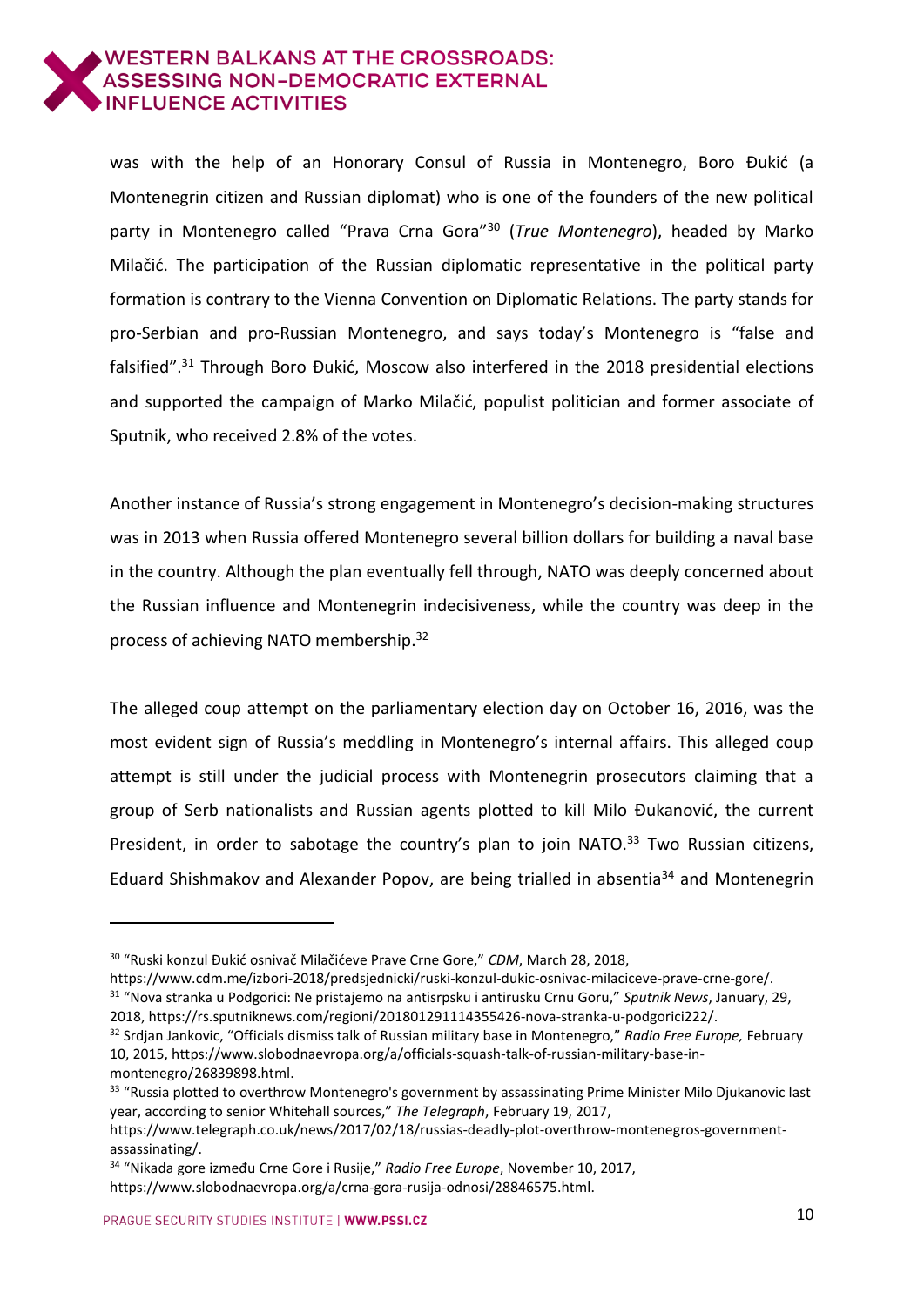was with the help of an Honorary Consul of Russia in Montenegro, Boro Đukić (a Montenegrin citizen and Russian diplomat) who is one of the founders of the new political party in Montenegro called "Prava Crna Gora"[30] (*True Montenegro*), headed by Marko Milačić. The participation of the Russian diplomatic representative in the political party formation is contrary to the Vienna Convention on Diplomatic Relations. The party stands for pro-Serbian and pro-Russian Montenegro, and says today's Montenegro is "false and falsified".[31] Through Boro Đukić, Moscow also interfered in the 2018 presidential elections and supported the campaign of Marko Milačić, populist politician and former associate of Sputnik, who received 2.8% of the votes.

Another instance of Russia's strong engagement in Montenegro's decision-making structures was in 2013 when Russia offered Montenegro several billion dollars for building a naval base in the country. Although the plan eventually fell through, NATO was deeply concerned about the Russian influence and Montenegrin indecisiveness, while the country was deep in the process of achieving NATO membership.[32]

The alleged coup attempt on the parliamentary election day on October 16, 2016, was the most evident sign of Russia's meddling in Montenegro's internal affairs. This alleged coup attempt is still under the judicial process with Montenegrin prosecutors claiming that a group of Serb nationalists and Russian agents plotted to kill Milo Đukanović, the current President, in order to sabotage the country's plan to join NATO.[33] Two Russian citizens, Eduard Shishmakov and Alexander Popov, are being trialled in absentia[34] and Montenegrin

---

[30] "Ruski konzul Đukić osnivač Milačićeve Prave Crne Gore," *CDM*, March 28, 2018, https://www.cdm.me/izbori-2018/predsjednicki/ruski-konzul-dukic-osnivac-milaciceve-prave-crne-gore/.

[31] "Nova stranka u Podgorici: Ne pristajemo na antisrpsku i antirusku Crnu Goru," *Sputnik News*, January, 29, 2018, https://rs.sputniknews.com/regioni/201801291114355426-nova-stranka-u-podgorici222/.

[32] Srdjan Jankovic, "Officials dismiss talk of Russian military base in Montenegro," *Radio Free Europe,* February 10, 2015, https://www.slobodnaevropa.org/a/officials-squash-talk-of-russian-military-base-in-montenegro/26839898.html.

[33] "Russia plotted to overthrow Montenegro's government by assassinating Prime Minister Milo Djukanovic last year, according to senior Whitehall sources," *The Telegraph*, February 19, 2017, https://www.telegraph.co.uk/news/2017/02/18/russias-deadly-plot-overthrow-montenegros-government-assassinating/.

[34] "Nikada gore između Crne Gore i Rusije," *Radio Free Europe*, November 10, 2017, https://www.slobodnaevropa.org/a/crna-gora-rusija-odnosi/28846575.html.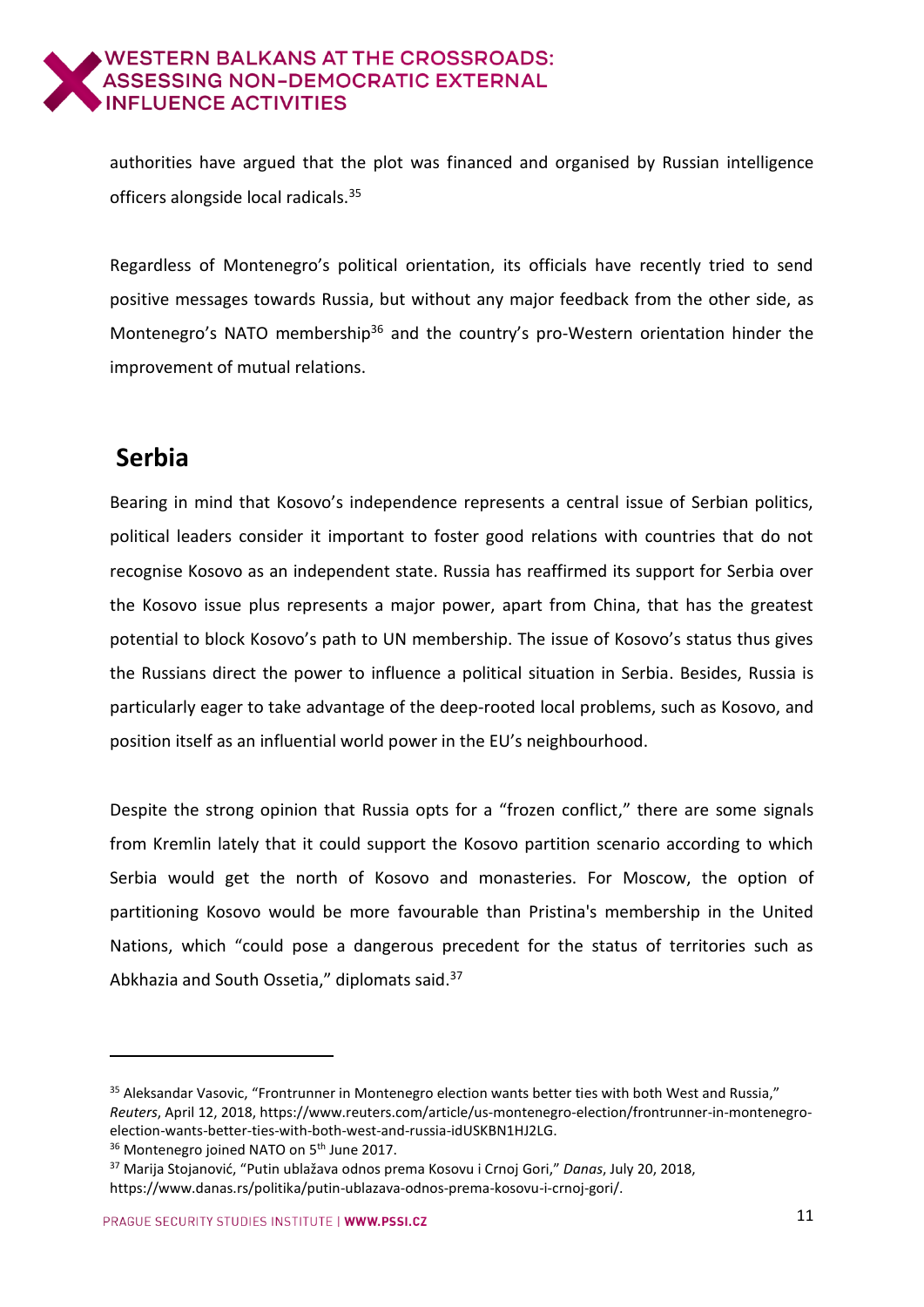authorities have argued that the plot was financed and organised by Russian intelligence officers alongside local radicals.[35]

Regardless of Montenegro's political orientation, its officials have recently tried to send positive messages towards Russia, but without any major feedback from the other side, as Montenegro's NATO membership[36] and the country's pro-Western orientation hinder the improvement of mutual relations.

## Serbia

Bearing in mind that Kosovo's independence represents a central issue of Serbian politics, political leaders consider it important to foster good relations with countries that do not recognise Kosovo as an independent state. Russia has reaffirmed its support for Serbia over the Kosovo issue plus represents a major power, apart from China, that has the greatest potential to block Kosovo's path to UN membership. The issue of Kosovo's status thus gives the Russians direct the power to influence a political situation in Serbia. Besides, Russia is particularly eager to take advantage of the deep-rooted local problems, such as Kosovo, and position itself as an influential world power in the EU's neighbourhood.

Despite the strong opinion that Russia opts for a "frozen conflict," there are some signals from Kremlin lately that it could support the Kosovo partition scenario according to which Serbia would get the north of Kosovo and monasteries. For Moscow, the option of partitioning Kosovo would be more favourable than Pristina's membership in the United Nations, which "could pose a dangerous precedent for the status of territories such as Abkhazia and South Ossetia," diplomats said.[37]

---

[35] Aleksandar Vasovic, "Frontrunner in Montenegro election wants better ties with both West and Russia," *Reuters*, April 12, 2018, https://www.reuters.com/article/us-montenegro-election/frontrunner-in-montenegro-election-wants-better-ties-with-both-west-and-russia-idUSKBN1HJ2LG.

[36] Montenegro joined NATO on 5th June 2017.

[37] Marija Stojanović, "Putin ublažava odnos prema Kosovu i Crnoj Gori," *Danas*, July 20, 2018, https://www.danas.rs/politika/putin-ublazava-odnos-prema-kosovu-i-crnoj-gori/.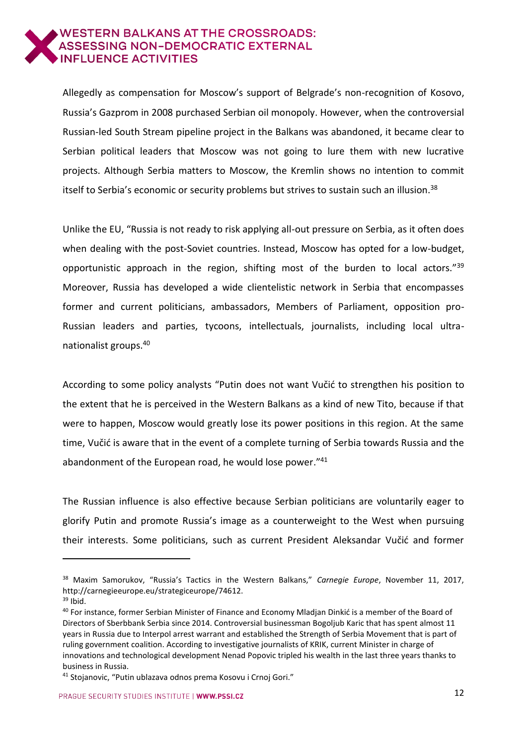Allegedly as compensation for Moscow's support of Belgrade's non-recognition of Kosovo, Russia's Gazprom in 2008 purchased Serbian oil monopoly. However, when the controversial Russian-led South Stream pipeline project in the Balkans was abandoned, it became clear to Serbian political leaders that Moscow was not going to lure them with new lucrative projects. Although Serbia matters to Moscow, the Kremlin shows no intention to commit itself to Serbia's economic or security problems but strives to sustain such an illusion.[38]

Unlike the EU, "Russia is not ready to risk applying all-out pressure on Serbia, as it often does when dealing with the post-Soviet countries. Instead, Moscow has opted for a low-budget, opportunistic approach in the region, shifting most of the burden to local actors."[39] Moreover, Russia has developed a wide clientelistic network in Serbia that encompasses former and current politicians, ambassadors, Members of Parliament, opposition pro-Russian leaders and parties, tycoons, intellectuals, journalists, including local ultra-nationalist groups.[40]

According to some policy analysts "Putin does not want Vučić to strengthen his position to the extent that he is perceived in the Western Balkans as a kind of new Tito, because if that were to happen, Moscow would greatly lose its power positions in this region. At the same time, Vučić is aware that in the event of a complete turning of Serbia towards Russia and the abandonment of the European road, he would lose power."[41]

The Russian influence is also effective because Serbian politicians are voluntarily eager to glorify Putin and promote Russia's image as a counterweight to the West when pursuing their interests. Some politicians, such as current President Aleksandar Vučić and former

---

[38] Maxim Samorukov, "Russia's Tactics in the Western Balkans," *Carnegie Europe*, November 11, 2017, http://carnegieeurope.eu/strategiceurope/74612.

[39] Ibid.

[40] For instance, former Serbian Minister of Finance and Economy Mladjan Dinkić is a member of the Board of Directors of Sberbbank Serbia since 2014. Controversial businessman Bogoljub Karic that has spent almost 11 years in Russia due to Interpol arrest warrant and established the Strength of Serbia Movement that is part of ruling government coalition. According to investigative journalists of KRIK, current Minister in charge of innovations and technological development Nenad Popovic tripled his wealth in the last three years thanks to business in Russia.

[41] Stojanovic, "Putin ublazava odnos prema Kosovu i Crnoj Gori."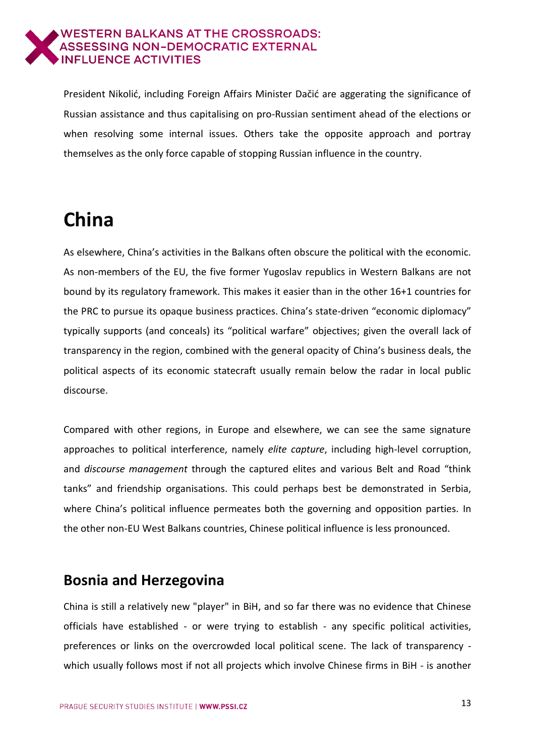President Nikolić, including Foreign Affairs Minister Dačić are aggerating the significance of Russian assistance and thus capitalising on pro-Russian sentiment ahead of the elections or when resolving some internal issues. Others take the opposite approach and portray themselves as the only force capable of stopping Russian influence in the country.

# China

As elsewhere, China's activities in the Balkans often obscure the political with the economic. As non-members of the EU, the five former Yugoslav republics in Western Balkans are not bound by its regulatory framework. This makes it easier than in the other 16+1 countries for the PRC to pursue its opaque business practices. China's state-driven "economic diplomacy" typically supports (and conceals) its "political warfare" objectives; given the overall lack of transparency in the region, combined with the general opacity of China's business deals, the political aspects of its economic statecraft usually remain below the radar in local public discourse.

Compared with other regions, in Europe and elsewhere, we can see the same signature approaches to political interference, namely *elite capture*, including high-level corruption, and *discourse management* through the captured elites and various Belt and Road "think tanks" and friendship organisations. This could perhaps best be demonstrated in Serbia, where China's political influence permeates both the governing and opposition parties. In the other non-EU West Balkans countries, Chinese political influence is less pronounced.

## Bosnia and Herzegovina

China is still a relatively new "player" in BiH, and so far there was no evidence that Chinese officials have established - or were trying to establish - any specific political activities, preferences or links on the overcrowded local political scene. The lack of transparency - which usually follows most if not all projects which involve Chinese firms in BiH - is another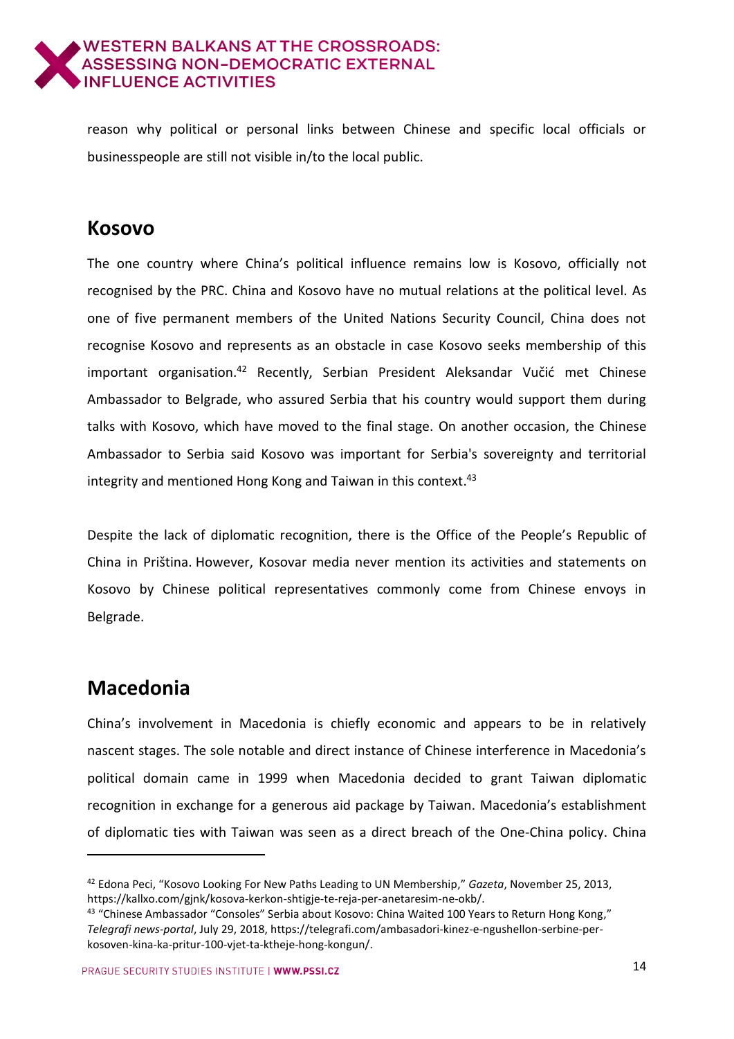reason why political or personal links between Chinese and specific local officials or businesspeople are still not visible in/to the local public.

## Kosovo

The one country where China's political influence remains low is Kosovo, officially not recognised by the PRC. China and Kosovo have no mutual relations at the political level. As one of five permanent members of the United Nations Security Council, China does not recognise Kosovo and represents as an obstacle in case Kosovo seeks membership of this important organisation.[42] Recently, Serbian President Aleksandar Vučić met Chinese Ambassador to Belgrade, who assured Serbia that his country would support them during talks with Kosovo, which have moved to the final stage. On another occasion, the Chinese Ambassador to Serbia said Kosovo was important for Serbia's sovereignty and territorial integrity and mentioned Hong Kong and Taiwan in this context.[43]

Despite the lack of diplomatic recognition, there is the Office of the People's Republic of China in Priština. However, Kosovar media never mention its activities and statements on Kosovo by Chinese political representatives commonly come from Chinese envoys in Belgrade.

## Macedonia

China's involvement in Macedonia is chiefly economic and appears to be in relatively nascent stages. The sole notable and direct instance of Chinese interference in Macedonia's political domain came in 1999 when Macedonia decided to grant Taiwan diplomatic recognition in exchange for a generous aid package by Taiwan. Macedonia's establishment of diplomatic ties with Taiwan was seen as a direct breach of the One-China policy. China

---

[42] Edona Peci, "Kosovo Looking For New Paths Leading to UN Membership," *Gazeta*, November 25, 2013, https://kallxo.com/gjnk/kosova-kerkon-shtigje-te-reja-per-anetaresim-ne-okb/.

[43] "Chinese Ambassador "Consoles" Serbia about Kosovo: China Waited 100 Years to Return Hong Kong," *Telegrafi news-portal*, July 29, 2018, https://telegrafi.com/ambasadori-kinez-e-ngushellon-serbine-per-kosoven-kina-ka-pritur-100-vjet-ta-ktheje-hong-kongun/.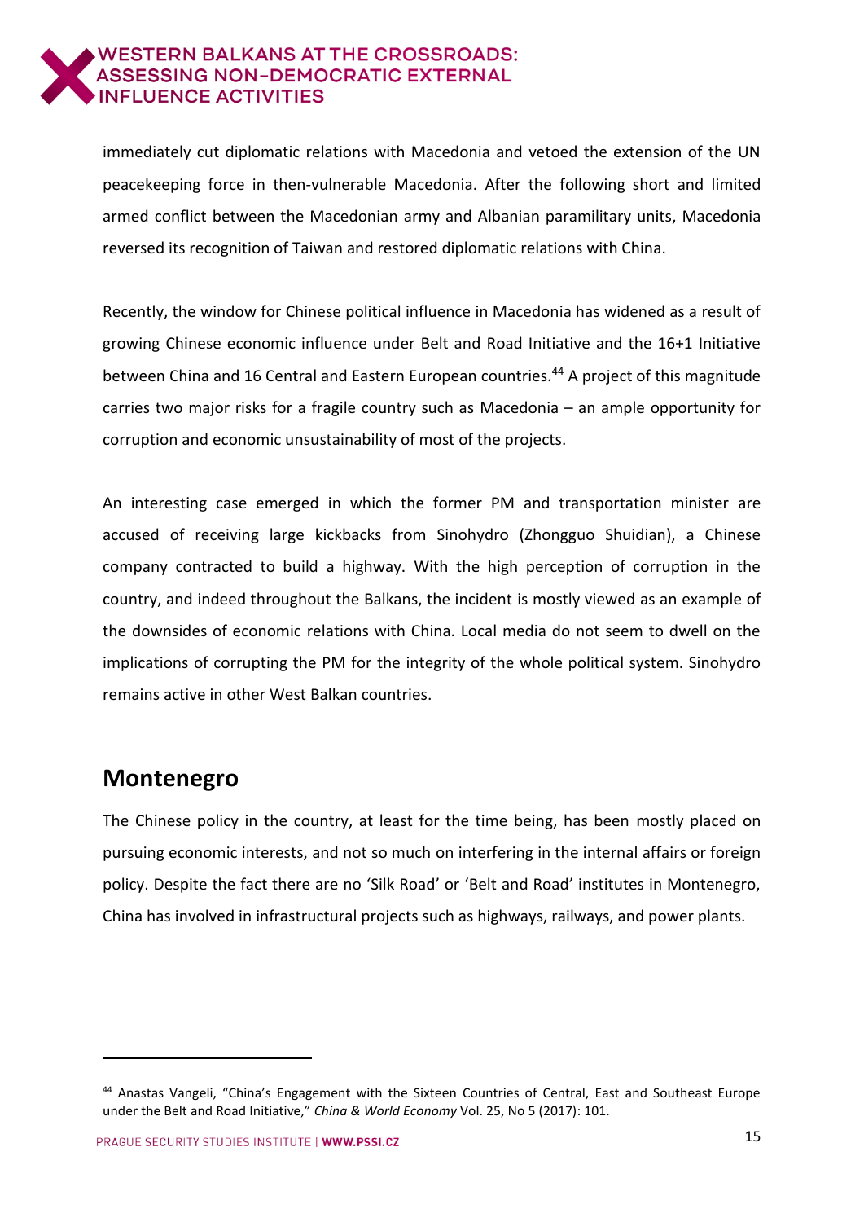immediately cut diplomatic relations with Macedonia and vetoed the extension of the UN peacekeeping force in then-vulnerable Macedonia. After the following short and limited armed conflict between the Macedonian army and Albanian paramilitary units, Macedonia reversed its recognition of Taiwan and restored diplomatic relations with China.

Recently, the window for Chinese political influence in Macedonia has widened as a result of growing Chinese economic influence under Belt and Road Initiative and the 16+1 Initiative between China and 16 Central and Eastern European countries.[44] A project of this magnitude carries two major risks for a fragile country such as Macedonia – an ample opportunity for corruption and economic unsustainability of most of the projects.

An interesting case emerged in which the former PM and transportation minister are accused of receiving large kickbacks from Sinohydro (Zhongguo Shuidian), a Chinese company contracted to build a highway. With the high perception of corruption in the country, and indeed throughout the Balkans, the incident is mostly viewed as an example of the downsides of economic relations with China. Local media do not seem to dwell on the implications of corrupting the PM for the integrity of the whole political system. Sinohydro remains active in other West Balkan countries.

## Montenegro

The Chinese policy in the country, at least for the time being, has been mostly placed on pursuing economic interests, and not so much on interfering in the internal affairs or foreign policy. Despite the fact there are no 'Silk Road' or 'Belt and Road' institutes in Montenegro, China has involved in infrastructural projects such as highways, railways, and power plants.

---

[44] Anastas Vangeli, "China's Engagement with the Sixteen Countries of Central, East and Southeast Europe under the Belt and Road Initiative," *China & World Economy* Vol. 25, No 5 (2017): 101.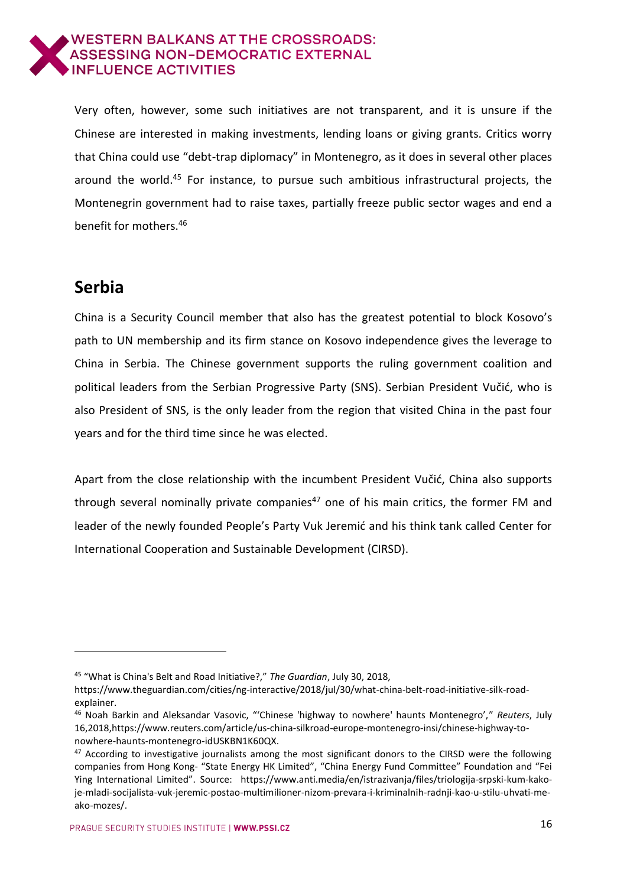Very often, however, some such initiatives are not transparent, and it is unsure if the Chinese are interested in making investments, lending loans or giving grants. Critics worry that China could use "debt-trap diplomacy" in Montenegro, as it does in several other places around the world.[45] For instance, to pursue such ambitious infrastructural projects, the Montenegrin government had to raise taxes, partially freeze public sector wages and end a benefit for mothers.[46]

## Serbia

China is a Security Council member that also has the greatest potential to block Kosovo's path to UN membership and its firm stance on Kosovo independence gives the leverage to China in Serbia. The Chinese government supports the ruling government coalition and political leaders from the Serbian Progressive Party (SNS). Serbian President Vučić, who is also President of SNS, is the only leader from the region that visited China in the past four years and for the third time since he was elected.

Apart from the close relationship with the incumbent President Vučić, China also supports through several nominally private companies[47] one of his main critics, the former FM and leader of the newly founded People's Party Vuk Jeremić and his think tank called Center for International Cooperation and Sustainable Development (CIRSD).

---

[45] "What is China's Belt and Road Initiative?," *The Guardian*, July 30, 2018, https://www.theguardian.com/cities/ng-interactive/2018/jul/30/what-china-belt-road-initiative-silk-road-explainer.

[46] Noah Barkin and Aleksandar Vasovic, "'Chinese 'highway to nowhere' haunts Montenegro'," *Reuters*, July 16,2018,https://www.reuters.com/article/us-china-silkroad-europe-montenegro-insi/chinese-highway-to-nowhere-haunts-montenegro-idUSKBN1K60QX.

[47] According to investigative journalists among the most significant donors to the CIRSD were the following companies from Hong Kong- "State Energy HK Limited", "China Energy Fund Committee" Foundation and "Fei Ying International Limited". Source: https://www.anti.media/en/istrazivanja/files/triologija-srpski-kum-kako-je-mladi-socijalista-vuk-jeremic-postao-multimilioner-nizom-prevara-i-kriminalnih-radnji-kao-u-stilu-uhvati-me-ako-mozes/.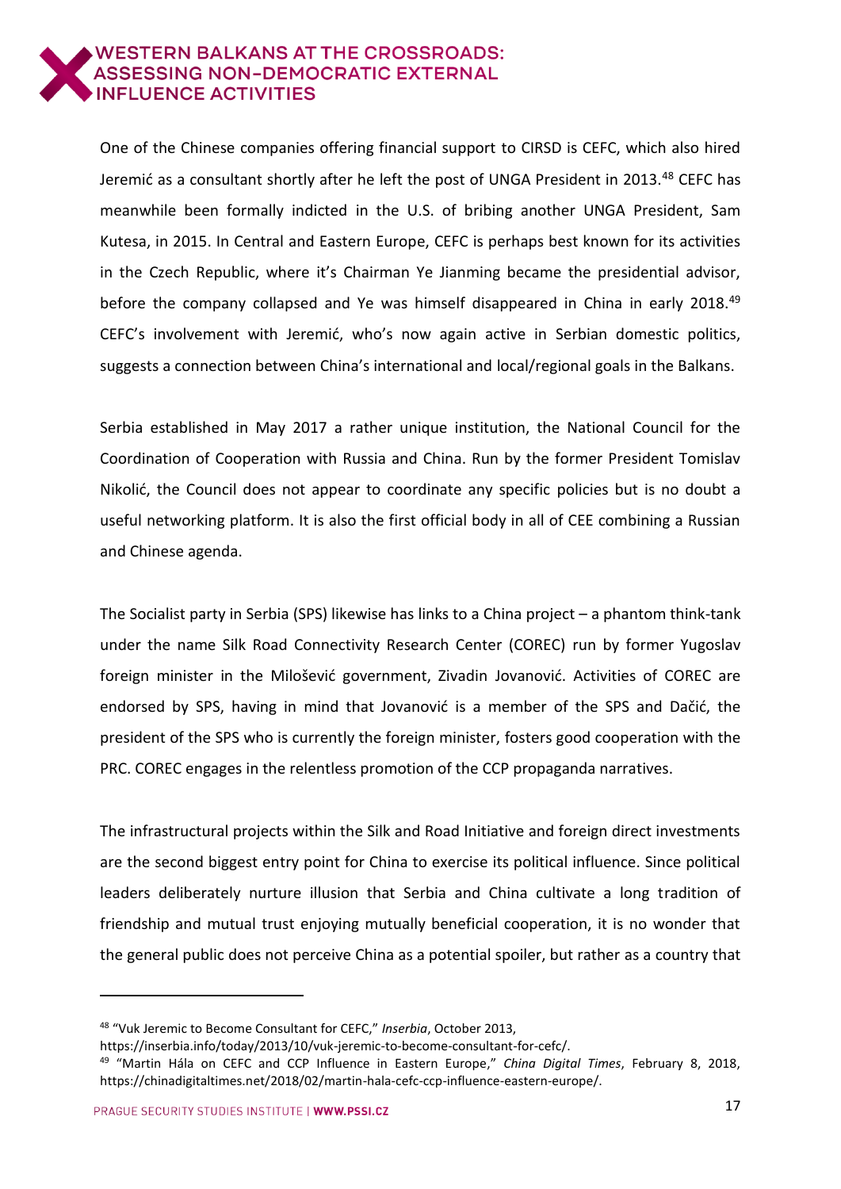One of the Chinese companies offering financial support to CIRSD is CEFC, which also hired Jeremić as a consultant shortly after he left the post of UNGA President in 2013.[48] CEFC has meanwhile been formally indicted in the U.S. of bribing another UNGA President, Sam Kutesa, in 2015. In Central and Eastern Europe, CEFC is perhaps best known for its activities in the Czech Republic, where it's Chairman Ye Jianming became the presidential advisor, before the company collapsed and Ye was himself disappeared in China in early 2018.[49] CEFC's involvement with Jeremić, who's now again active in Serbian domestic politics, suggests a connection between China's international and local/regional goals in the Balkans.

Serbia established in May 2017 a rather unique institution, the National Council for the Coordination of Cooperation with Russia and China. Run by the former President Tomislav Nikolić, the Council does not appear to coordinate any specific policies but is no doubt a useful networking platform. It is also the first official body in all of CEE combining a Russian and Chinese agenda.

The Socialist party in Serbia (SPS) likewise has links to a China project – a phantom think-tank under the name Silk Road Connectivity Research Center (COREC) run by former Yugoslav foreign minister in the Milošević government, Zivadin Jovanović. Activities of COREC are endorsed by SPS, having in mind that Jovanović is a member of the SPS and Dačić, the president of the SPS who is currently the foreign minister, fosters good cooperation with the PRC. COREC engages in the relentless promotion of the CCP propaganda narratives.

The infrastructural projects within the Silk and Road Initiative and foreign direct investments are the second biggest entry point for China to exercise its political influence. Since political leaders deliberately nurture illusion that Serbia and China cultivate a long tradition of friendship and mutual trust enjoying mutually beneficial cooperation, it is no wonder that the general public does not perceive China as a potential spoiler, but rather as a country that

---

[48] "Vuk Jeremic to Become Consultant for CEFC," *Inserbia*, October 2013, https://inserbia.info/today/2013/10/vuk-jeremic-to-become-consultant-for-cefc/.

[49] "Martin Hála on CEFC and CCP Influence in Eastern Europe," *China Digital Times*, February 8, 2018, https://chinadigitaltimes.net/2018/02/martin-hala-cefc-ccp-influence-eastern-europe/.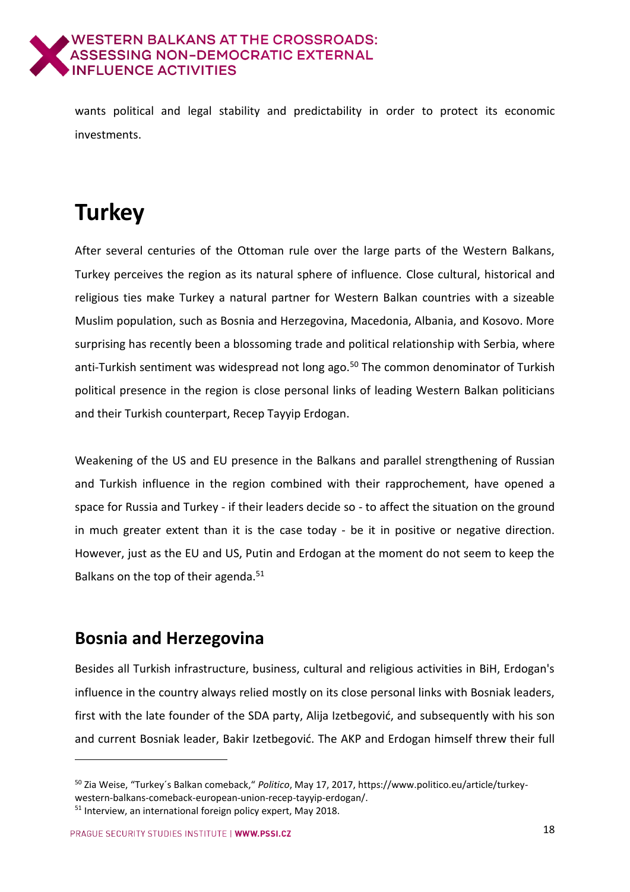wants political and legal stability and predictability in order to protect its economic investments.

# Turkey

After several centuries of the Ottoman rule over the large parts of the Western Balkans, Turkey perceives the region as its natural sphere of influence. Close cultural, historical and religious ties make Turkey a natural partner for Western Balkan countries with a sizeable Muslim population, such as Bosnia and Herzegovina, Macedonia, Albania, and Kosovo. More surprising has recently been a blossoming trade and political relationship with Serbia, where anti-Turkish sentiment was widespread not long ago.[50] The common denominator of Turkish political presence in the region is close personal links of leading Western Balkan politicians and their Turkish counterpart, Recep Tayyip Erdogan.

Weakening of the US and EU presence in the Balkans and parallel strengthening of Russian and Turkish influence in the region combined with their rapprochement, have opened a space for Russia and Turkey - if their leaders decide so - to affect the situation on the ground in much greater extent than it is the case today - be it in positive or negative direction. However, just as the EU and US, Putin and Erdogan at the moment do not seem to keep the Balkans on the top of their agenda.[51]

## Bosnia and Herzegovina

Besides all Turkish infrastructure, business, cultural and religious activities in BiH, Erdogan's influence in the country always relied mostly on its close personal links with Bosniak leaders, first with the late founder of the SDA party, Alija Izetbegović, and subsequently with his son and current Bosniak leader, Bakir Izetbegović. The AKP and Erdogan himself threw their full

---

[50] Zia Weise, "Turkey´s Balkan comeback," *Politico*, May 17, 2017, https://www.politico.eu/article/turkey-western-balkans-comeback-european-union-recep-tayyip-erdogan/.

[51] Interview, an international foreign policy expert, May 2018.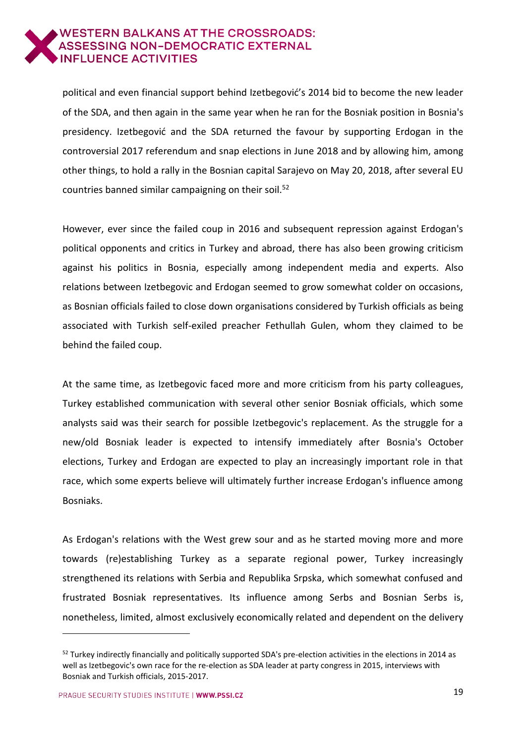political and even financial support behind Izetbegović's 2014 bid to become the new leader of the SDA, and then again in the same year when he ran for the Bosniak position in Bosnia's presidency. Izetbegović and the SDA returned the favour by supporting Erdogan in the controversial 2017 referendum and snap elections in June 2018 and by allowing him, among other things, to hold a rally in the Bosnian capital Sarajevo on May 20, 2018, after several EU countries banned similar campaigning on their soil.[52]

However, ever since the failed coup in 2016 and subsequent repression against Erdogan's political opponents and critics in Turkey and abroad, there has also been growing criticism against his politics in Bosnia, especially among independent media and experts. Also relations between Izetbegovic and Erdogan seemed to grow somewhat colder on occasions, as Bosnian officials failed to close down organisations considered by Turkish officials as being associated with Turkish self-exiled preacher Fethullah Gulen, whom they claimed to be behind the failed coup.

At the same time, as Izetbegovic faced more and more criticism from his party colleagues, Turkey established communication with several other senior Bosniak officials, which some analysts said was their search for possible Izetbegovic's replacement. As the struggle for a new/old Bosniak leader is expected to intensify immediately after Bosnia's October elections, Turkey and Erdogan are expected to play an increasingly important role in that race, which some experts believe will ultimately further increase Erdogan's influence among Bosniaks.

As Erdogan's relations with the West grew sour and as he started moving more and more towards (re)establishing Turkey as a separate regional power, Turkey increasingly strengthened its relations with Serbia and Republika Srpska, which somewhat confused and frustrated Bosniak representatives. Its influence among Serbs and Bosnian Serbs is, nonetheless, limited, almost exclusively economically related and dependent on the delivery

[52] Turkey indirectly financially and politically supported SDA's pre-election activities in the elections in 2014 as well as Izetbegovic's own race for the re-election as SDA leader at party congress in 2015, interviews with Bosniak and Turkish officials, 2015-2017.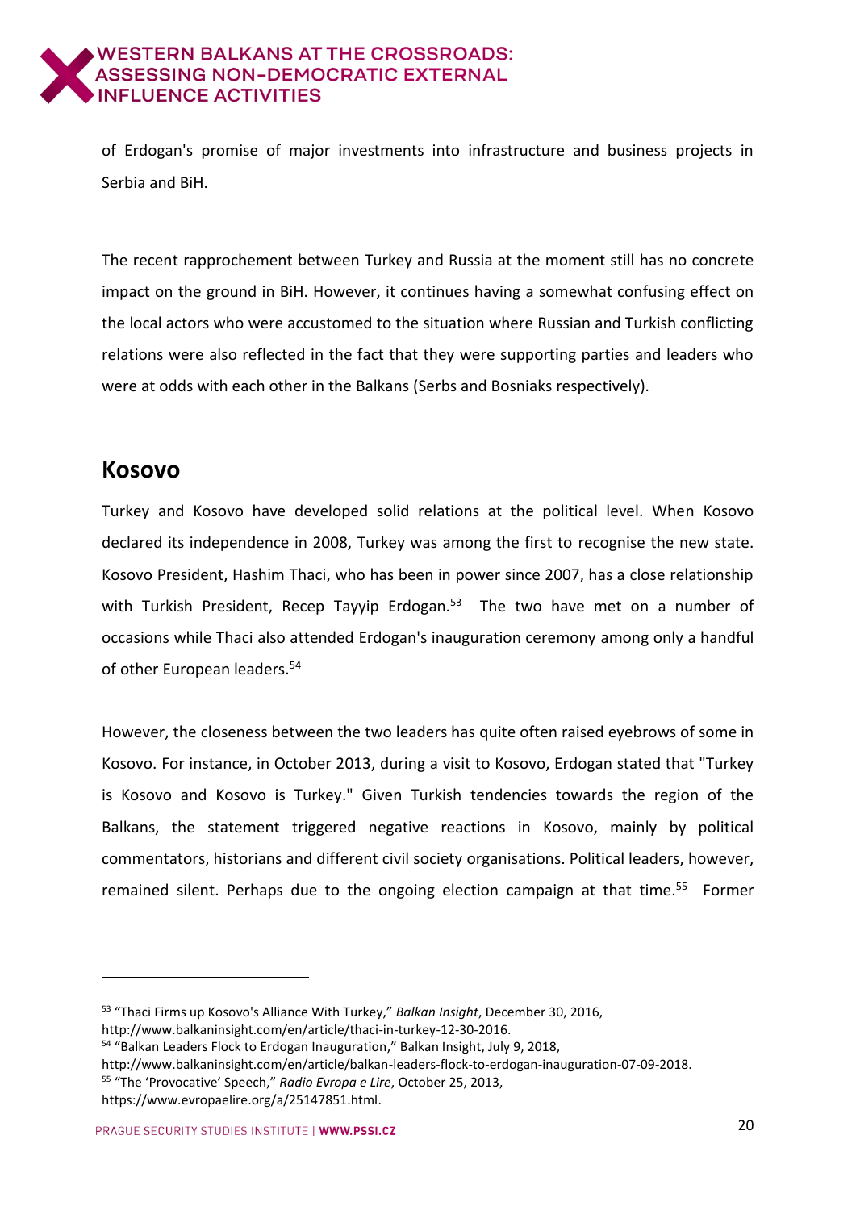of Erdogan's promise of major investments into infrastructure and business projects in Serbia and BiH.

The recent rapprochement between Turkey and Russia at the moment still has no concrete impact on the ground in BiH. However, it continues having a somewhat confusing effect on the local actors who were accustomed to the situation where Russian and Turkish conflicting relations were also reflected in the fact that they were supporting parties and leaders who were at odds with each other in the Balkans (Serbs and Bosniaks respectively).

## Kosovo

Turkey and Kosovo have developed solid relations at the political level. When Kosovo declared its independence in 2008, Turkey was among the first to recognise the new state. Kosovo President, Hashim Thaci, who has been in power since 2007, has a close relationship with Turkish President, Recep Tayyip Erdogan.[53] The two have met on a number of occasions while Thaci also attended Erdogan's inauguration ceremony among only a handful of other European leaders.[54]

However, the closeness between the two leaders has quite often raised eyebrows of some in Kosovo. For instance, in October 2013, during a visit to Kosovo, Erdogan stated that "Turkey is Kosovo and Kosovo is Turkey." Given Turkish tendencies towards the region of the Balkans, the statement triggered negative reactions in Kosovo, mainly by political commentators, historians and different civil society organisations. Political leaders, however, remained silent. Perhaps due to the ongoing election campaign at that time.[55] Former

---

[53] "Thaci Firms up Kosovo's Alliance With Turkey," *Balkan Insight*, December 30, 2016, http://www.balkaninsight.com/en/article/thaci-in-turkey-12-30-2016.

[54] "Balkan Leaders Flock to Erdogan Inauguration," Balkan Insight, July 9, 2018, http://www.balkaninsight.com/en/article/balkan-leaders-flock-to-erdogan-inauguration-07-09-2018.

[55] "The 'Provocative' Speech," *Radio Evropa e Lire*, October 25, 2013, https://www.evropaelire.org/a/25147851.html.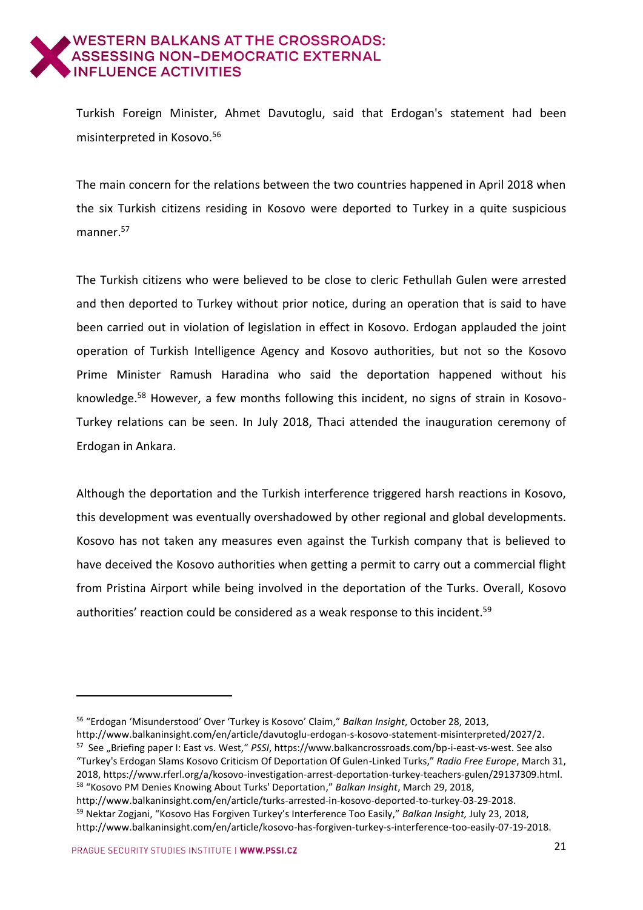Turkish Foreign Minister, Ahmet Davutoglu, said that Erdogan's statement had been misinterpreted in Kosovo.[56]

The main concern for the relations between the two countries happened in April 2018 when the six Turkish citizens residing in Kosovo were deported to Turkey in a quite suspicious manner.[57]

The Turkish citizens who were believed to be close to cleric Fethullah Gulen were arrested and then deported to Turkey without prior notice, during an operation that is said to have been carried out in violation of legislation in effect in Kosovo. Erdogan applauded the joint operation of Turkish Intelligence Agency and Kosovo authorities, but not so the Kosovo Prime Minister Ramush Haradina who said the deportation happened without his knowledge.[58] However, a few months following this incident, no signs of strain in Kosovo-Turkey relations can be seen. In July 2018, Thaci attended the inauguration ceremony of Erdogan in Ankara.

Although the deportation and the Turkish interference triggered harsh reactions in Kosovo, this development was eventually overshadowed by other regional and global developments. Kosovo has not taken any measures even against the Turkish company that is believed to have deceived the Kosovo authorities when getting a permit to carry out a commercial flight from Pristina Airport while being involved in the deportation of the Turks. Overall, Kosovo authorities' reaction could be considered as a weak response to this incident.[59]

---

[56] "Erdogan 'Misunderstood' Over 'Turkey is Kosovo' Claim," *Balkan Insight*, October 28, 2013, http://www.balkaninsight.com/en/article/davutoglu-erdogan-s-kosovo-statement-misinterpreted/2027/2.

[57] See „Briefing paper I: East vs. West," *PSSI*, https://www.balkancrossroads.com/bp-i-east-vs-west. See also "Turkey's Erdogan Slams Kosovo Criticism Of Deportation Of Gulen-Linked Turks," *Radio Free Europe*, March 31, 2018, https://www.rferl.org/a/kosovo-investigation-arrest-deportation-turkey-teachers-gulen/29137309.html.

[58] "Kosovo PM Denies Knowing About Turks' Deportation," *Balkan Insight*, March 29, 2018, http://www.balkaninsight.com/en/article/turks-arrested-in-kosovo-deported-to-turkey-03-29-2018.

[59] Nektar Zogjani, "Kosovo Has Forgiven Turkey's Interference Too Easily," *Balkan Insight,* July 23, 2018, http://www.balkaninsight.com/en/article/kosovo-has-forgiven-turkey-s-interference-too-easily-07-19-2018.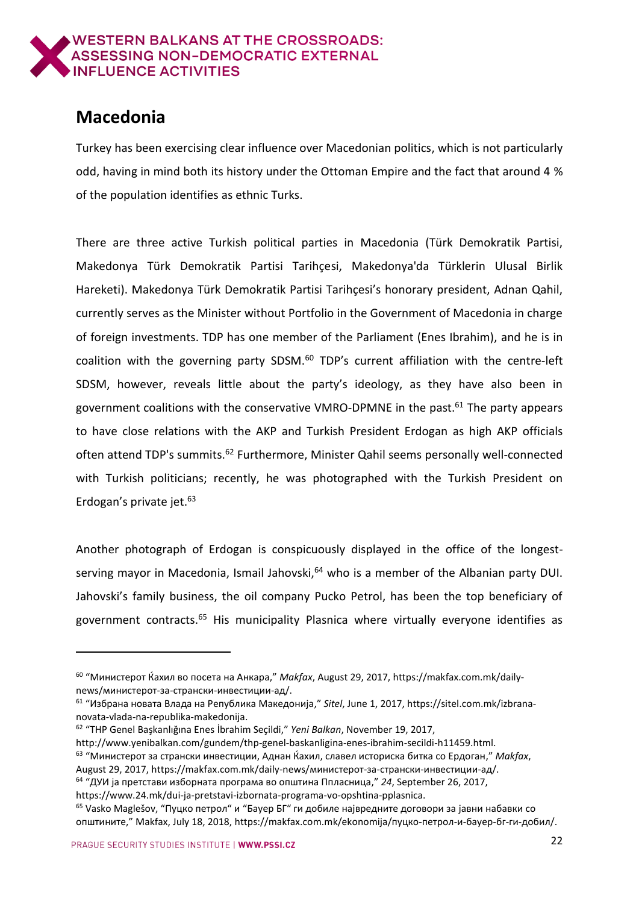## Macedonia

Turkey has been exercising clear influence over Macedonian politics, which is not particularly odd, having in mind both its history under the Ottoman Empire and the fact that around 4 % of the population identifies as ethnic Turks.

There are three active Turkish political parties in Macedonia (Türk Demokratik Partisi, Makedonya Türk Demokratik Partisi Tarihçesi, Makedonya'da Türklerin Ulusal Birlik Hareketi). Makedonya Türk Demokratik Partisi Tarihçesi's honorary president, Adnan Qahil, currently serves as the Minister without Portfolio in the Government of Macedonia in charge of foreign investments. TDP has one member of the Parliament (Enes Ibrahim), and he is in coalition with the governing party SDSM.[60] TDP's current affiliation with the centre-left SDSM, however, reveals little about the party's ideology, as they have also been in government coalitions with the conservative VMRO-DPMNE in the past.[61] The party appears to have close relations with the AKP and Turkish President Erdogan as high AKP officials often attend TDP's summits.[62] Furthermore, Minister Qahil seems personally well-connected with Turkish politicians; recently, he was photographed with the Turkish President on Erdogan's private jet.[63]

Another photograph of Erdogan is conspicuously displayed in the office of the longest-serving mayor in Macedonia, Ismail Jahovski,[64] who is a member of the Albanian party DUI. Jahovski's family business, the oil company Pucko Petrol, has been the top beneficiary of government contracts.[65] His municipality Plasnica where virtually everyone identifies as

---

[60] "Министерот Ќахил во посета на Анкара," *Makfax*, August 29, 2017, https://makfax.com.mk/daily-news/министерот-за-странски-инвестиции-ад/.

[61] "Избрана новата Влада на Република Македонија," *Sitel*, June 1, 2017, https://sitel.com.mk/izbrana-novata-vlada-na-republika-makedonija.

[62] "THP Genel Başkanlığına Enes İbrahim Seçildi," *Yeni Balkan*, November 19, 2017, http://www.yenibalkan.com/gundem/thp-genel-baskanligina-enes-ibrahim-secildi-h11459.html.

[63] "Министерот за странски инвестиции, Аднан Ќахил, славел историска битка со Ердоган," *Makfax*, August 29, 2017, https://makfax.com.mk/daily-news/министерот-за-странски-инвестиции-ад/.

[64] "ДУИ ја претстави изборната програма во општина Ппласница," *24*, September 26, 2017, https://www.24.mk/dui-ja-pretstavi-izbornata-programa-vo-opshtina-pplasnica.

[65] Vasko Maglešov, "Пуцко петрол" и "Бауер БГ" ги добиле највредните договори за јавни набавки со општините," Makfax, July 18, 2018, https://makfax.com.mk/ekonomija/пуцко-петрол-и-бауер-бг-ги-добил/.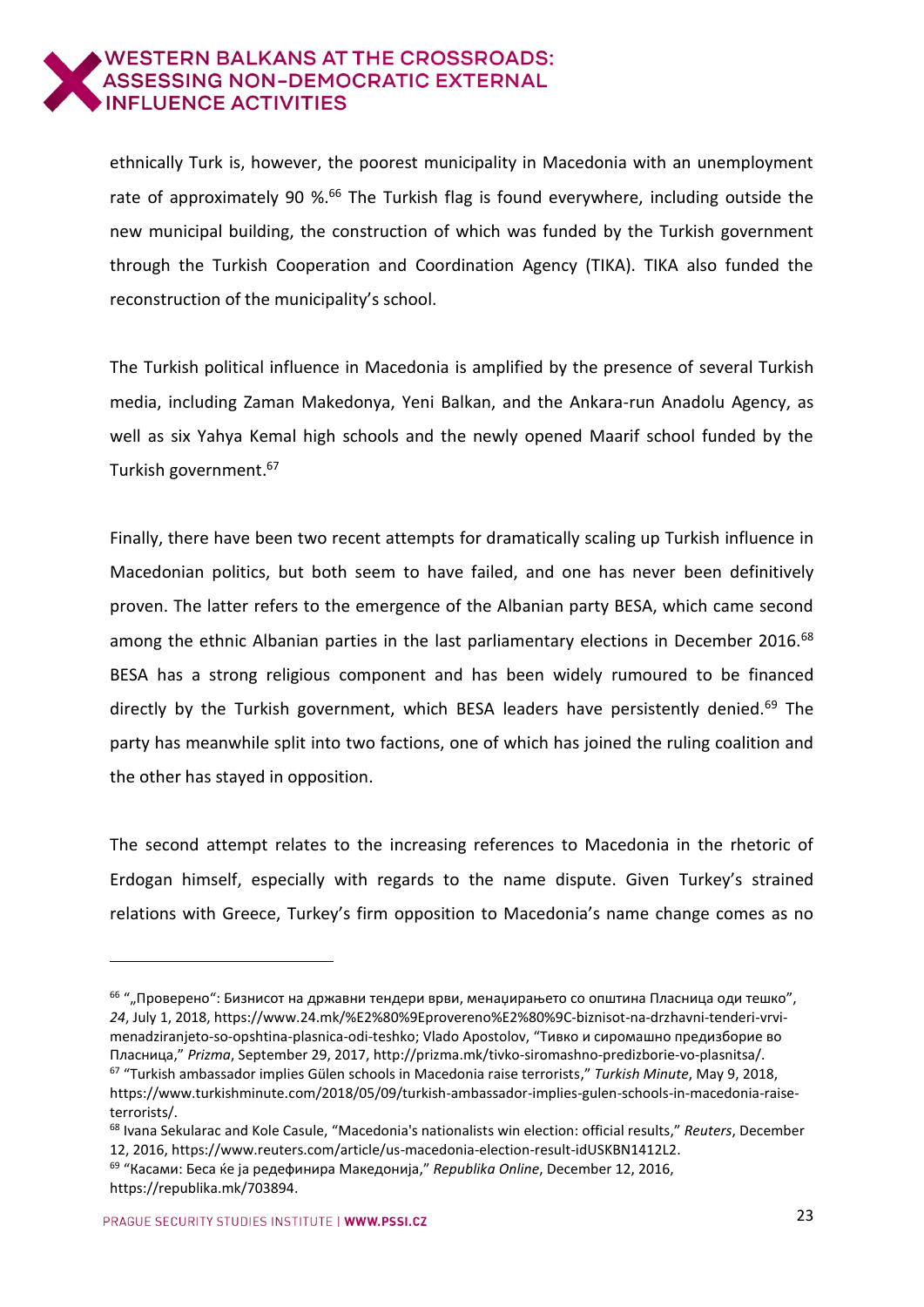ethnically Turk is, however, the poorest municipality in Macedonia with an unemployment rate of approximately 90 %.[66] The Turkish flag is found everywhere, including outside the new municipal building, the construction of which was funded by the Turkish government through the Turkish Cooperation and Coordination Agency (TIKA). TIKA also funded the reconstruction of the municipality's school.

The Turkish political influence in Macedonia is amplified by the presence of several Turkish media, including Zaman Makedonya, Yeni Balkan, and the Ankara-run Anadolu Agency, as well as six Yahya Kemal high schools and the newly opened Maarif school funded by the Turkish government.[67]

Finally, there have been two recent attempts for dramatically scaling up Turkish influence in Macedonian politics, but both seem to have failed, and one has never been definitively proven. The latter refers to the emergence of the Albanian party BESA, which came second among the ethnic Albanian parties in the last parliamentary elections in December 2016.[68] BESA has a strong religious component and has been widely rumoured to be financed directly by the Turkish government, which BESA leaders have persistently denied.[69] The party has meanwhile split into two factions, one of which has joined the ruling coalition and the other has stayed in opposition.

The second attempt relates to the increasing references to Macedonia in the rhetoric of Erdogan himself, especially with regards to the name dispute. Given Turkey's strained relations with Greece, Turkey's firm opposition to Macedonia's name change comes as no

---

[66] "„Проверено": Бизнисот на државни тендери врви, менаџирањето со општина Пласница оди тешко", *24*, July 1, 2018, https://www.24.mk/%E2%80%9Eprovereno%E2%80%9C-biznisot-na-drzhavni-tenderi-vrvi-menadziranjeto-so-opshtina-plasnica-odi-teshko; Vlado Apostolov, "Тивко и сиромашно предизборие во Пласница," *Prizma*, September 29, 2017, http://prizma.mk/tivko-siromashno-predizborie-vo-plasnitsa/.

[67] "Turkish ambassador implies Gülen schools in Macedonia raise terrorists," *Turkish Minute*, May 9, 2018, https://www.turkishminute.com/2018/05/09/turkish-ambassador-implies-gulen-schools-in-macedonia-raise-terrorists/.

[68] Ivana Sekularac and Kole Casule, "Macedonia's nationalists win election: official results," *Reuters*, December 12, 2016, https://www.reuters.com/article/us-macedonia-election-result-idUSKBN1412L2.

[69] "Касами: Беса ќе ја редефинира Македонија," *Republika Online*, December 12, 2016, https://republika.mk/703894.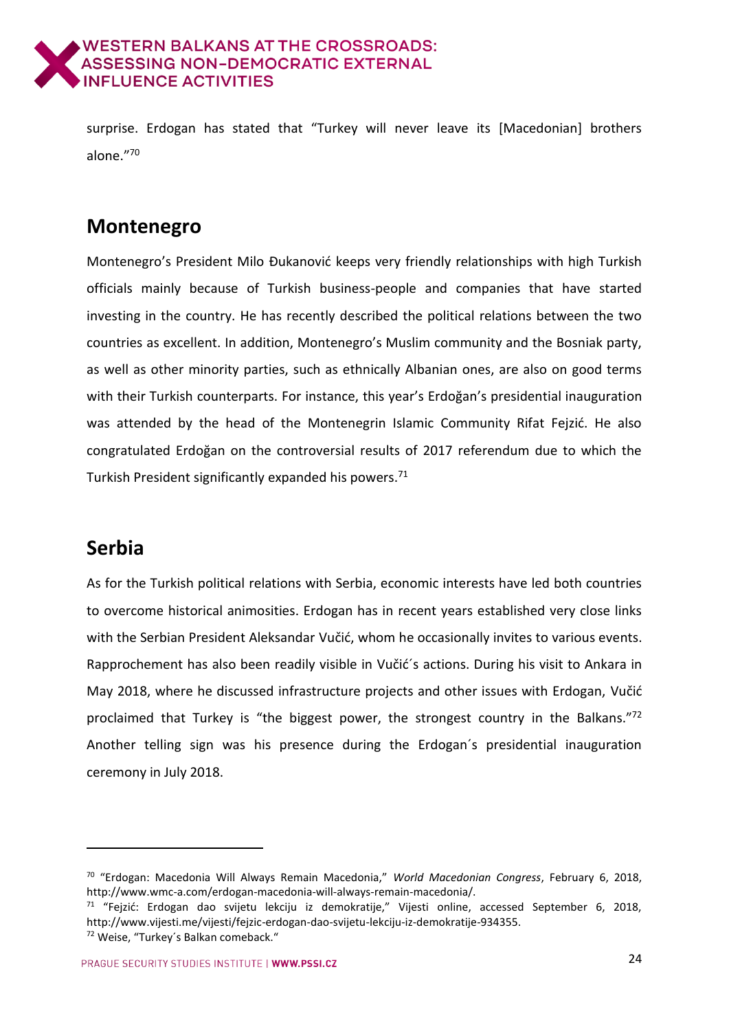surprise. Erdogan has stated that "Turkey will never leave its [Macedonian] brothers alone."[70]

## Montenegro

Montenegro's President Milo Đukanović keeps very friendly relationships with high Turkish officials mainly because of Turkish business-people and companies that have started investing in the country. He has recently described the political relations between the two countries as excellent. In addition, Montenegro's Muslim community and the Bosniak party, as well as other minority parties, such as ethnically Albanian ones, are also on good terms with their Turkish counterparts. For instance, this year's Erdoğan's presidential inauguration was attended by the head of the Montenegrin Islamic Community Rifat Fejzić. He also congratulated Erdoğan on the controversial results of 2017 referendum due to which the Turkish President significantly expanded his powers.[71]

## Serbia

As for the Turkish political relations with Serbia, economic interests have led both countries to overcome historical animosities. Erdogan has in recent years established very close links with the Serbian President Aleksandar Vučić, whom he occasionally invites to various events. Rapprochement has also been readily visible in Vučić´s actions. During his visit to Ankara in May 2018, where he discussed infrastructure projects and other issues with Erdogan, Vučić proclaimed that Turkey is "the biggest power, the strongest country in the Balkans."[72] Another telling sign was his presence during the Erdogan´s presidential inauguration ceremony in July 2018.

---

[70] "Erdogan: Macedonia Will Always Remain Macedonia," *World Macedonian Congress*, February 6, 2018, http://www.wmc-a.com/erdogan-macedonia-will-always-remain-macedonia/.

[71] "Fejzić: Erdogan dao svijetu lekciju iz demokratije," Vijesti online, accessed September 6, 2018, http://www.vijesti.me/vijesti/fejzic-erdogan-dao-svijetu-lekciju-iz-demokratije-934355.

[72] Weise, "Turkey´s Balkan comeback."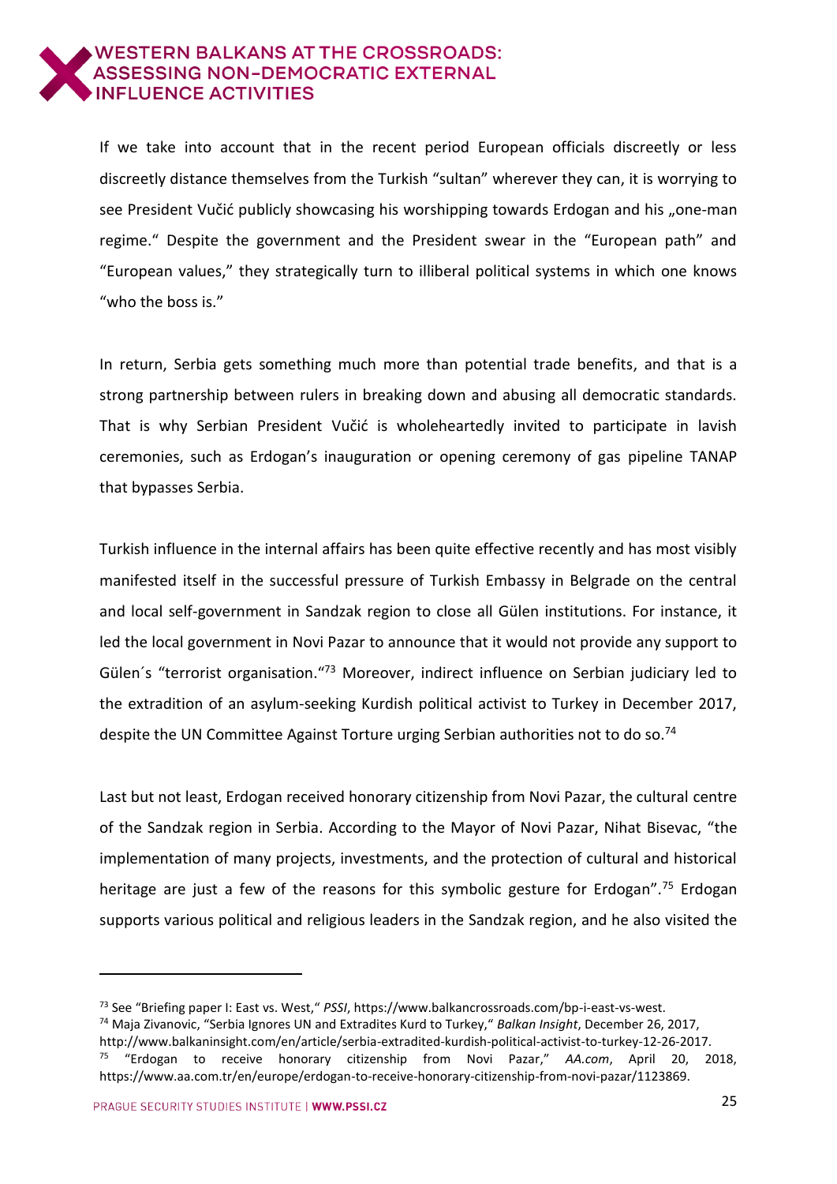If we take into account that in the recent period European officials discreetly or less discreetly distance themselves from the Turkish "sultan" wherever they can, it is worrying to see President Vučić publicly showcasing his worshipping towards Erdogan and his „one-man regime." Despite the government and the President swear in the "European path" and "European values," they strategically turn to illiberal political systems in which one knows "who the boss is."

In return, Serbia gets something much more than potential trade benefits, and that is a strong partnership between rulers in breaking down and abusing all democratic standards. That is why Serbian President Vučić is wholeheartedly invited to participate in lavish ceremonies, such as Erdogan's inauguration or opening ceremony of gas pipeline TANAP that bypasses Serbia.

Turkish influence in the internal affairs has been quite effective recently and has most visibly manifested itself in the successful pressure of Turkish Embassy in Belgrade on the central and local self-government in Sandzak region to close all Gülen institutions. For instance, it led the local government in Novi Pazar to announce that it would not provide any support to Gülen´s "terrorist organisation."[73] Moreover, indirect influence on Serbian judiciary led to the extradition of an asylum-seeking Kurdish political activist to Turkey in December 2017, despite the UN Committee Against Torture urging Serbian authorities not to do so.[74]

Last but not least, Erdogan received honorary citizenship from Novi Pazar, the cultural centre of the Sandzak region in Serbia. According to the Mayor of Novi Pazar, Nihat Bisevac, "the implementation of many projects, investments, and the protection of cultural and historical heritage are just a few of the reasons for this symbolic gesture for Erdogan".[75] Erdogan supports various political and religious leaders in the Sandzak region, and he also visited the

---

[73] See "Briefing paper I: East vs. West," *PSSI*, https://www.balkancrossroads.com/bp-i-east-vs-west.

[74] Maja Zivanovic, "Serbia Ignores UN and Extradites Kurd to Turkey," *Balkan Insight*, December 26, 2017, http://www.balkaninsight.com/en/article/serbia-extradited-kurdish-political-activist-to-turkey-12-26-2017.

[75] "Erdogan to receive honorary citizenship from Novi Pazar," *AA.com*, April 20, 2018, https://www.aa.com.tr/en/europe/erdogan-to-receive-honorary-citizenship-from-novi-pazar/1123869.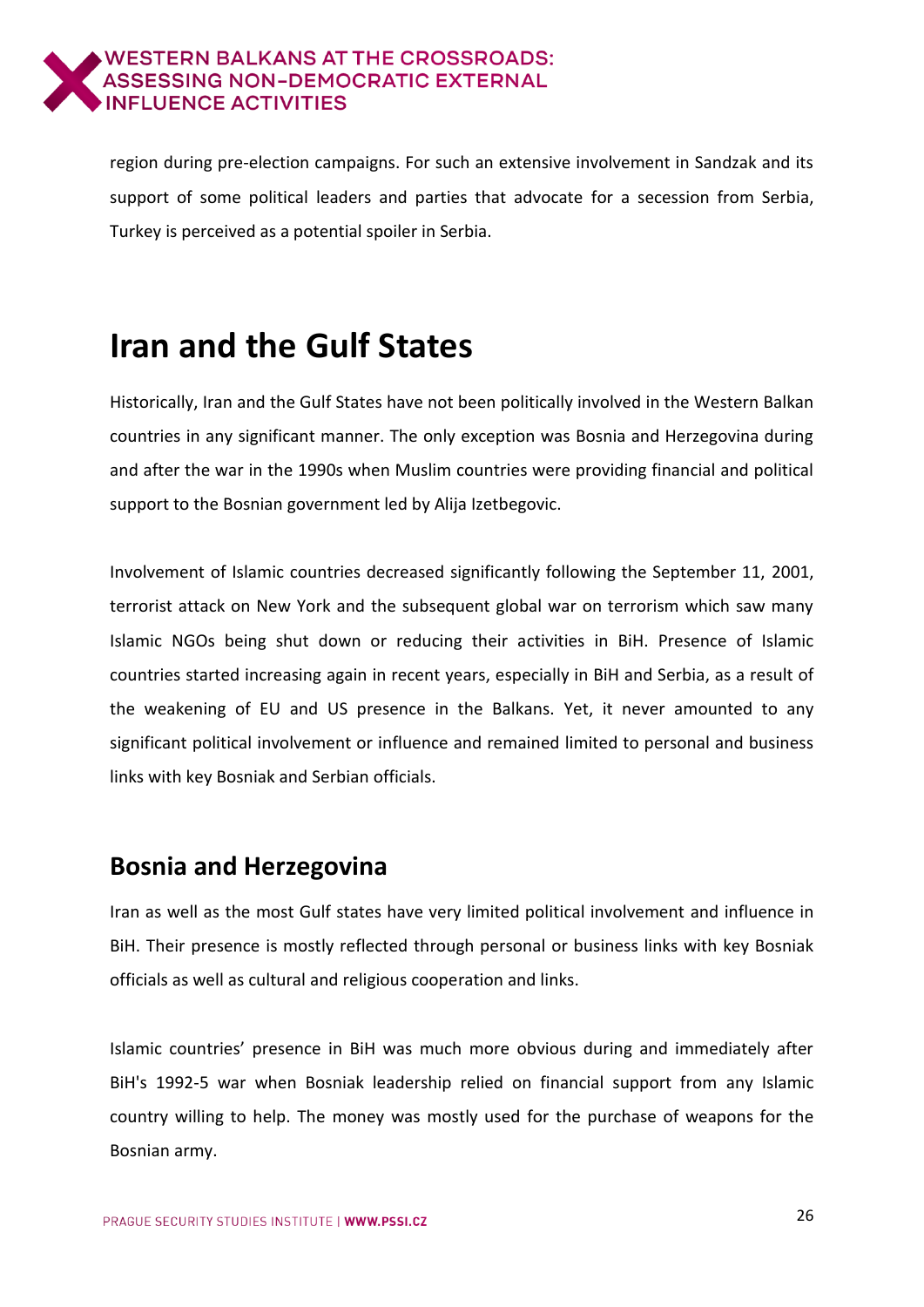region during pre-election campaigns. For such an extensive involvement in Sandzak and its support of some political leaders and parties that advocate for a secession from Serbia, Turkey is perceived as a potential spoiler in Serbia.

# Iran and the Gulf States

Historically, Iran and the Gulf States have not been politically involved in the Western Balkan countries in any significant manner. The only exception was Bosnia and Herzegovina during and after the war in the 1990s when Muslim countries were providing financial and political support to the Bosnian government led by Alija Izetbegovic.

Involvement of Islamic countries decreased significantly following the September 11, 2001, terrorist attack on New York and the subsequent global war on terrorism which saw many Islamic NGOs being shut down or reducing their activities in BiH. Presence of Islamic countries started increasing again in recent years, especially in BiH and Serbia, as a result of the weakening of EU and US presence in the Balkans. Yet, it never amounted to any significant political involvement or influence and remained limited to personal and business links with key Bosniak and Serbian officials.

## Bosnia and Herzegovina

Iran as well as the most Gulf states have very limited political involvement and influence in BiH. Their presence is mostly reflected through personal or business links with key Bosniak officials as well as cultural and religious cooperation and links.

Islamic countries' presence in BiH was much more obvious during and immediately after BiH's 1992-5 war when Bosniak leadership relied on financial support from any Islamic country willing to help. The money was mostly used for the purchase of weapons for the Bosnian army.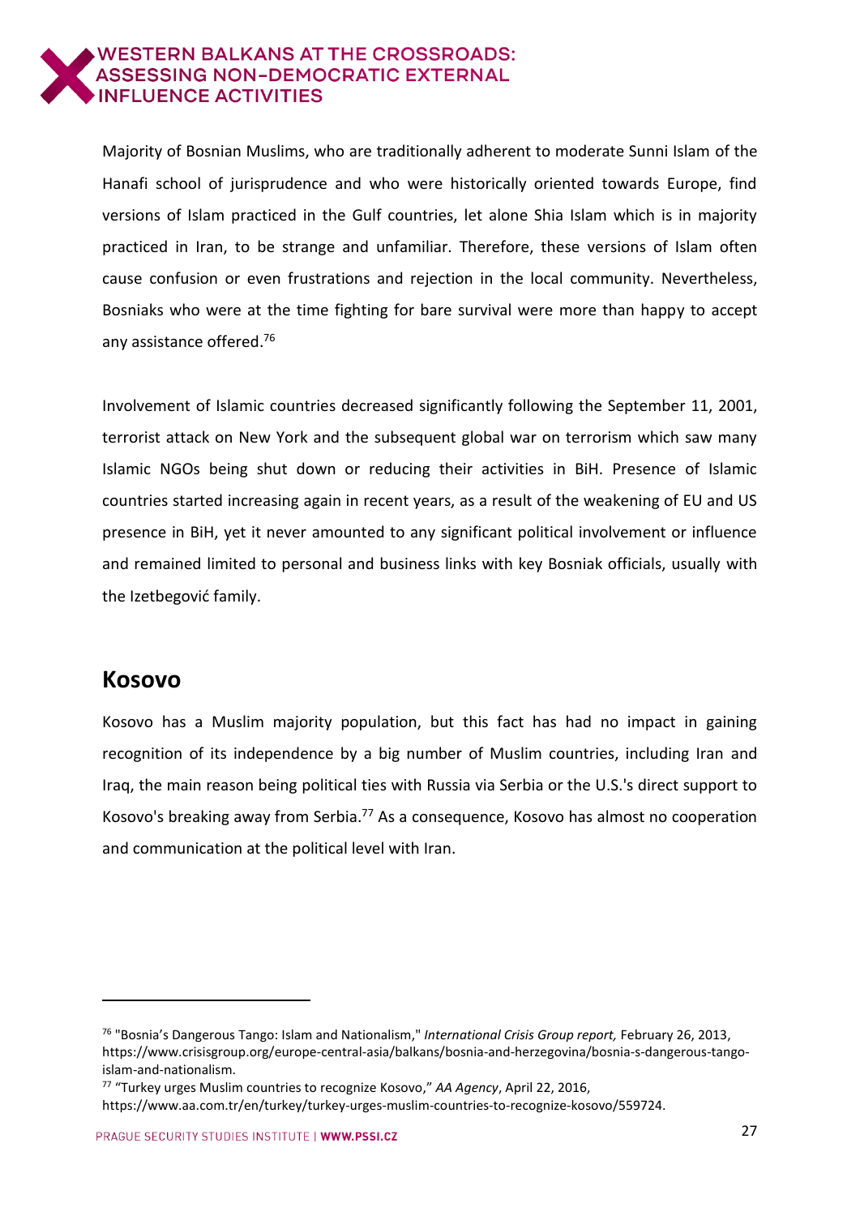Majority of Bosnian Muslims, who are traditionally adherent to moderate Sunni Islam of the Hanafi school of jurisprudence and who were historically oriented towards Europe, find versions of Islam practiced in the Gulf countries, let alone Shia Islam which is in majority practiced in Iran, to be strange and unfamiliar. Therefore, these versions of Islam often cause confusion or even frustrations and rejection in the local community. Nevertheless, Bosniaks who were at the time fighting for bare survival were more than happy to accept any assistance offered.[76]

Involvement of Islamic countries decreased significantly following the September 11, 2001, terrorist attack on New York and the subsequent global war on terrorism which saw many Islamic NGOs being shut down or reducing their activities in BiH. Presence of Islamic countries started increasing again in recent years, as a result of the weakening of EU and US presence in BiH, yet it never amounted to any significant political involvement or influence and remained limited to personal and business links with key Bosniak officials, usually with the Izetbegović family.

## Kosovo

Kosovo has a Muslim majority population, but this fact has had no impact in gaining recognition of its independence by a big number of Muslim countries, including Iran and Iraq, the main reason being political ties with Russia via Serbia or the U.S.'s direct support to Kosovo's breaking away from Serbia.[77] As a consequence, Kosovo has almost no cooperation and communication at the political level with Iran.

---

[76] "Bosnia's Dangerous Tango: Islam and Nationalism," *International Crisis Group report,* February 26, 2013, https://www.crisisgroup.org/europe-central-asia/balkans/bosnia-and-herzegovina/bosnia-s-dangerous-tango-islam-and-nationalism.

[77] "Turkey urges Muslim countries to recognize Kosovo," *AA Agency*, April 22, 2016, https://www.aa.com.tr/en/turkey/turkey-urges-muslim-countries-to-recognize-kosovo/559724.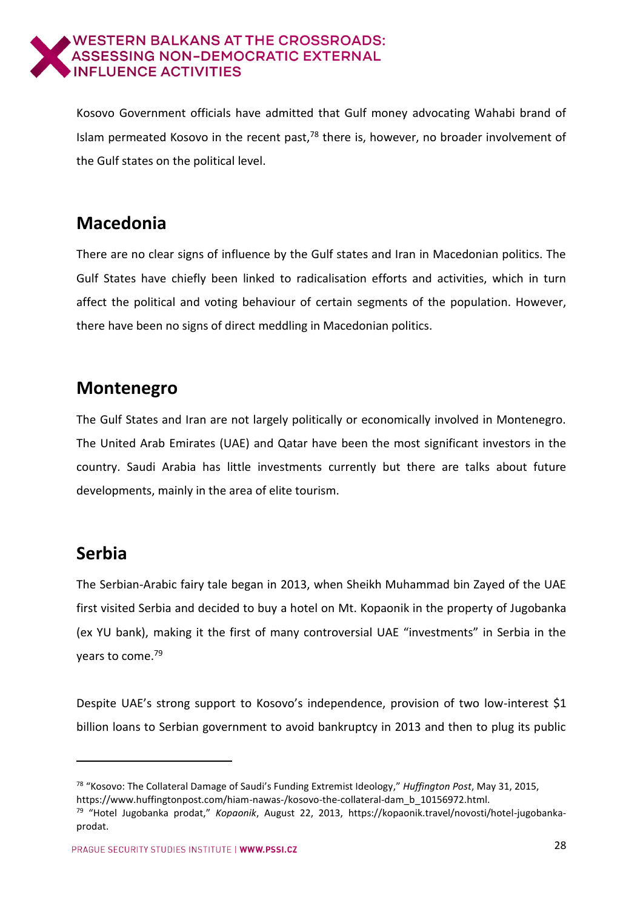Kosovo Government officials have admitted that Gulf money advocating Wahabi brand of Islam permeated Kosovo in the recent past,[78] there is, however, no broader involvement of the Gulf states on the political level.

## Macedonia

There are no clear signs of influence by the Gulf states and Iran in Macedonian politics. The Gulf States have chiefly been linked to radicalisation efforts and activities, which in turn affect the political and voting behaviour of certain segments of the population. However, there have been no signs of direct meddling in Macedonian politics.

## Montenegro

The Gulf States and Iran are not largely politically or economically involved in Montenegro. The United Arab Emirates (UAE) and Qatar have been the most significant investors in the country. Saudi Arabia has little investments currently but there are talks about future developments, mainly in the area of elite tourism.

## Serbia

The Serbian-Arabic fairy tale began in 2013, when Sheikh Muhammad bin Zayed of the UAE first visited Serbia and decided to buy a hotel on Mt. Kopaonik in the property of Jugobanka (ex YU bank), making it the first of many controversial UAE "investments" in Serbia in the years to come.[79]

Despite UAE's strong support to Kosovo's independence, provision of two low-interest $1 billion loans to Serbian government to avoid bankruptcy in 2013 and then to plug its public

---

[78] "Kosovo: The Collateral Damage of Saudi's Funding Extremist Ideology," *Huffington Post*, May 31, 2015, https://www.huffingtonpost.com/hiam-nawas-/kosovo-the-collateral-dam_b_10156972.html.

[79] "Hotel Jugobanka prodat," *Kopaonik*, August 22, 2013, https://kopaonik.travel/novosti/hotel-jugobanka-prodat.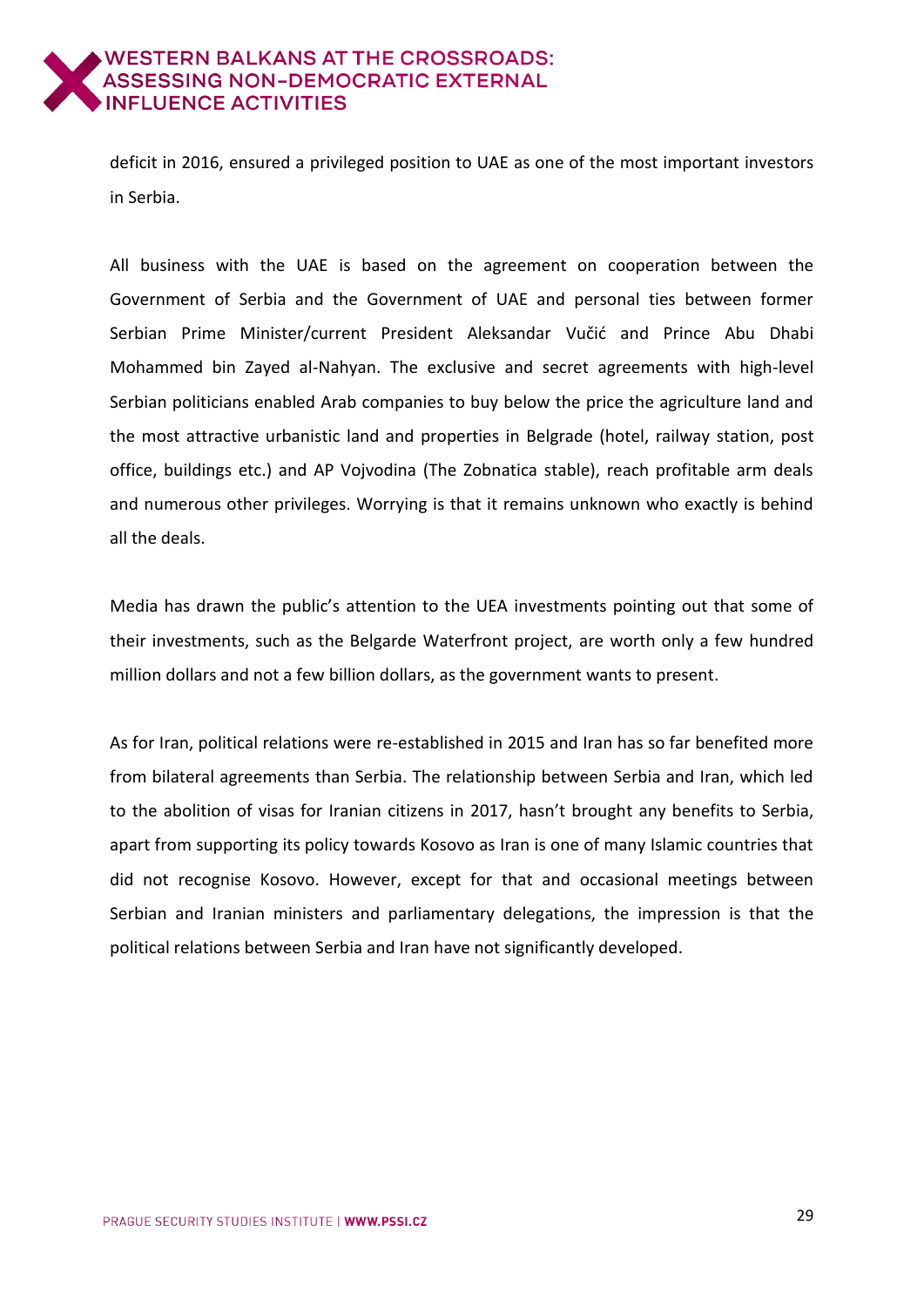deficit in 2016, ensured a privileged position to UAE as one of the most important investors in Serbia.

All business with the UAE is based on the agreement on cooperation between the Government of Serbia and the Government of UAE and personal ties between former Serbian Prime Minister/current President Aleksandar Vučić and Prince Abu Dhabi Mohammed bin Zayed al-Nahyan. The exclusive and secret agreements with high-level Serbian politicians enabled Arab companies to buy below the price the agriculture land and the most attractive urbanistic land and properties in Belgrade (hotel, railway station, post office, buildings etc.) and AP Vojvodina (The Zobnatica stable), reach profitable arm deals and numerous other privileges. Worrying is that it remains unknown who exactly is behind all the deals.

Media has drawn the public's attention to the UEA investments pointing out that some of their investments, such as the Belgarde Waterfront project, are worth only a few hundred million dollars and not a few billion dollars, as the government wants to present.

As for Iran, political relations were re-established in 2015 and Iran has so far benefited more from bilateral agreements than Serbia. The relationship between Serbia and Iran, which led to the abolition of visas for Iranian citizens in 2017, hasn't brought any benefits to Serbia, apart from supporting its policy towards Kosovo as Iran is one of many Islamic countries that did not recognise Kosovo. However, except for that and occasional meetings between Serbian and Iranian ministers and parliamentary delegations, the impression is that the political relations between Serbia and Iran have not significantly developed.